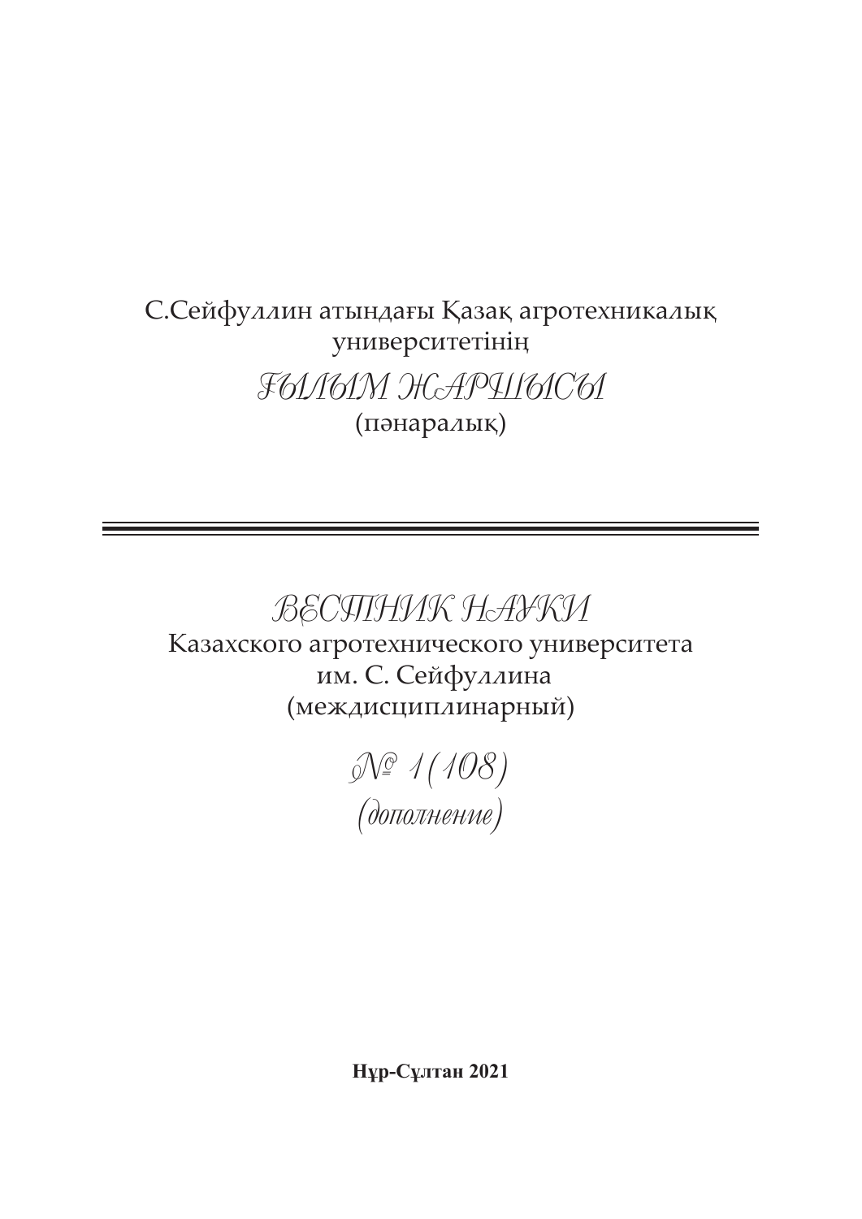С.Сейфуллин атындағы Қазақ агротехникалық университетінің

# ҒЫЛЫМ ЖАРШЫСЫ

(пәнаралық)

---

# ВЕСТНИК НАУКИ

Казахского агротехнического университета им. С. Сейфуллина

(междисциплинарный)

## № 1(108)

*(дополнение)*

**Нұр-Сұлтан 2021**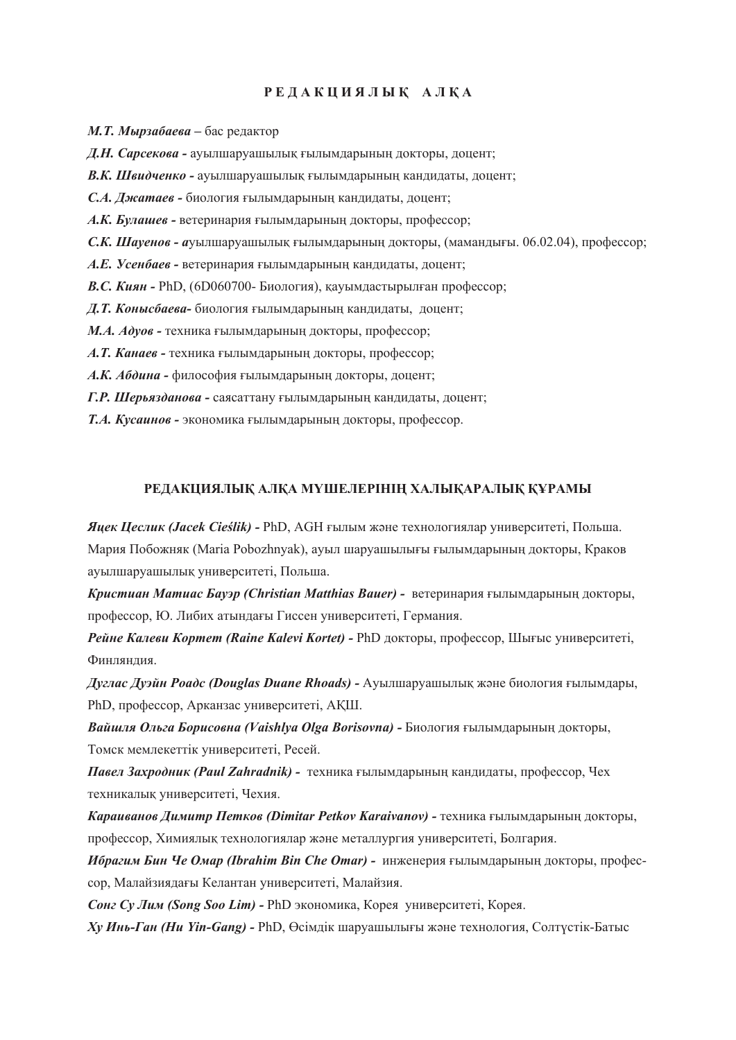## РЕДАКЦИЯЛЫҚ АЛҚА

***М.Т. Мырзабаева*** – бас редактор

***Д.Н. Сарсекова -*** ауылшаруашылық ғылымдарының докторы, доцент;

***В.К. Швидченко -*** ауылшаруашылық ғылымдарының кандидаты, доцент;

***С.А. Джатаев -*** биология ғылымдарының кандидаты, доцент;

***А.К. Булашев -*** ветеринария ғылымдарының докторы, профессор;

***С.К. Шауенов - а***уылшаруашылық ғылымдарының докторы, (мамандығы. 06.02.04), профессор;

***А.Е. Усенбаев -*** ветеринария ғылымдарының кандидаты, доцент;

***В.С. Киян -*** PhD, (6D060700- Биология), қауымдастырылған профессор;

***Д.Т. Конысбаева-*** биология ғылымдарының кандидаты, доцент;

***М.А. Адуов -*** техника ғылымдарының докторы, профессор;

***А.Т. Канаев -*** техника ғылымдарының докторы, профессор;

***А.К. Абдина -*** философия ғылымдарының докторы, доцент;

***Г.Р. Шерьязданова -*** саясаттану ғылымдарының кандидаты, доцент;

***Т.А. Кусаинов -*** экономика ғылымдарының докторы, профессор.

## РЕДАКЦИЯЛЫҚ АЛҚА МҮШЕЛЕРІНІҢ ХАЛЫҚАРАЛЫҚ ҚҰРАМЫ

***Яцек Цеслик (Jacek Cieślik) -*** PhD, AGH ғылым және технологиялар университеті, Польша.

Мария Побожняк (Maria Pobozhnyak), ауыл шаруашылығы ғылымдарының докторы, Краков ауылшаруашылық университеті, Польша.

***Кристиан Матиас Бауэр (Christian Matthias Bauer) -*** ветеринария ғылымдарының докторы, профессор, Ю. Либих атындағы Гиссен университеті, Германия.

***Рейне Калеви Кортет (Raine Kalevi Kortet) -*** PhD докторы, профессор, Шығыс университеті, Финляндия.

***Дуглас Дуэйн Роадс (Douglas Duane Rhoads) -*** Ауылшаруашылық және биология ғылымдары, PhD, профессор, Арканзас университеті, АҚШ.

***Вайшля Ольга Борисовна (Vaishlya Olga Borisovna) -*** Биология ғылымдарының докторы, Томск мемлекеттік университеті, Ресей.

***Павел Захродник (Paul Zahradnik) -*** техника ғылымдарының кандидаты, профессор, Чех техникалық университеті, Чехия.

***Караиванов Димитр Петков (Dimitar Petkov Karaivanov) -*** техника ғылымдарының докторы, профессор, Химиялық технологиялар және металлургия университеті, Болгария.

***Ибрагим Бин Че Омар (Ibrahim Bin Che Omar) -*** инженерия ғылымдарының докторы, профессор, Малайзиядағы Келантан университеті, Малайзия.

***Сонг Су Лим (Song Soo Lim) -*** PhD экономика, Корея университеті, Корея.

***Ху Инь-Ган (Hu Yin-Gang) -*** PhD, Өсімдік шаруашылығы және технология, Солтүстік-Батыс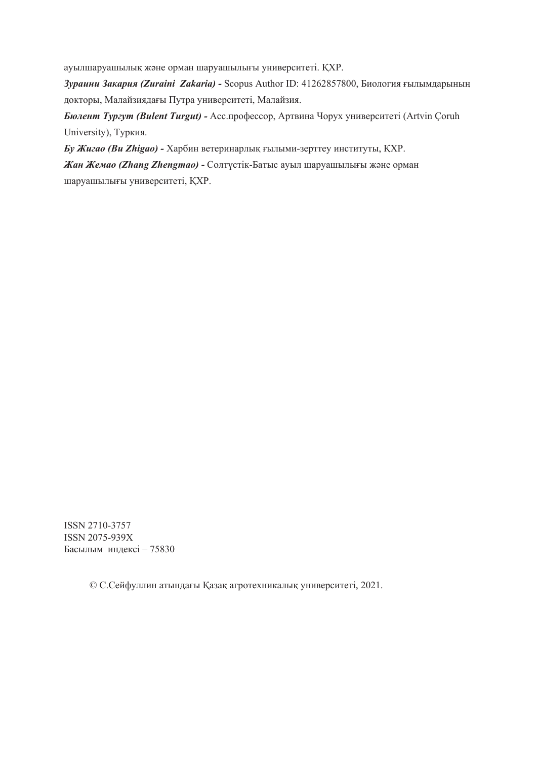ауылшаруашылық және орман шаруашылығы университеті. ҚХР.

***Зураини Закария (Zuraini  Zakaria) -*** Scopus Author ID: 41262857800, Биология ғылымдарының докторы, Малайзиядағы Путра университеті, Малайзия.

***Бюлент Тургут (Bulent Turgut) -*** Асс.профессор, Артвина Чорух университеті (Artvin Çoruh University), Туркия.

***Бу Жигао (Bu Zhigao) -*** Харбин ветеринарлық ғылыми-зерттеу институты, ҚХР.

***Жан Жемао (Zhang Zhengmao) -*** Солтүстік-Батыс ауыл шаруашылығы және орман шаруашылығы университеті, ҚХР.

ISSN 2710-3757
ISSN 2075-939X
Басылым  индексі – 75830

© С.Сейфуллин атындағы Қазақ агротехникалық университеті, 2021.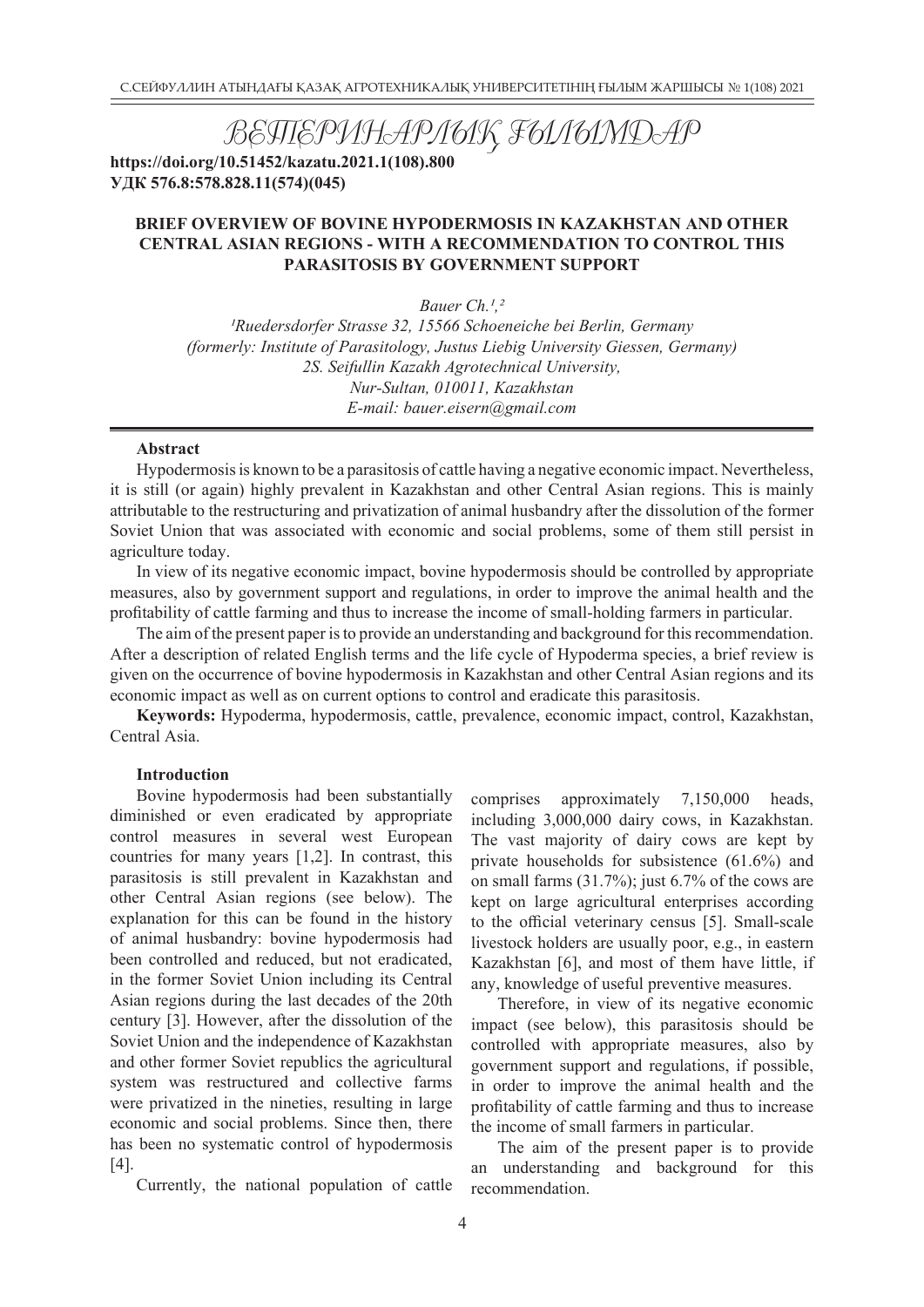# ВЕТЕРИНАРЛЫҚ ҒЫЛЫМДАР

**https://doi.org/10.51452/kazatu.2021.1(108).800**
**УДК 576.8:578.828.11(574)(045)**

## BRIEF OVERVIEW OF BOVINE HYPODERMOSIS IN KAZAKHSTAN AND OTHER CENTRAL ASIAN REGIONS - WITH A RECOMMENDATION TO CONTROL THIS PARASITOSIS BY GOVERNMENT SUPPORT

*Bauer Ch.[1,2]*

*[1]Ruedersdorfer Strasse 32, 15566 Schoeneiche bei Berlin, Germany*
*(formerly: Institute of Parasitology, Justus Liebig University Giessen, Germany)*
*2S. Seifullin Kazakh Agrotechnical University,*
*Nur-Sultan, 010011, Kazakhstan*
*E-mail: bauer.eisern@gmail.com*

**Abstract**

Hypodermosis is known to be a parasitosis of cattle having a negative economic impact. Nevertheless, it is still (or again) highly prevalent in Kazakhstan and other Central Asian regions. This is mainly attributable to the restructuring and privatization of animal husbandry after the dissolution of the former Soviet Union that was associated with economic and social problems, some of them still persist in agriculture today.

In view of its negative economic impact, bovine hypodermosis should be controlled by appropriate measures, also by government support and regulations, in order to improve the animal health and the profitability of cattle farming and thus to increase the income of small-holding farmers in particular.

The aim of the present paper is to provide an understanding and background for this recommendation. After a description of related English terms and the life cycle of Hypoderma species, a brief review is given on the occurrence of bovine hypodermosis in Kazakhstan and other Central Asian regions and its economic impact as well as on current options to control and eradicate this parasitosis.

**Keywords:** Hypoderma, hypodermosis, cattle, prevalence, economic impact, control, Kazakhstan, Central Asia.

**Introduction**

Bovine hypodermosis had been substantially diminished or even eradicated by appropriate control measures in several west European countries for many years [1,2]. In contrast, this parasitosis is still prevalent in Kazakhstan and other Central Asian regions (see below). The explanation for this can be found in the history of animal husbandry: bovine hypodermosis had been controlled and reduced, but not eradicated, in the former Soviet Union including its Central Asian regions during the last decades of the 20th century [3]. However, after the dissolution of the Soviet Union and the independence of Kazakhstan and other former Soviet republics the agricultural system was restructured and collective farms were privatized in the nineties, resulting in large economic and social problems. Since then, there has been no systematic control of hypodermosis [4].

Currently, the national population of cattle comprises approximately 7,150,000 heads, including 3,000,000 dairy cows, in Kazakhstan. The vast majority of dairy cows are kept by private households for subsistence (61.6%) and on small farms (31.7%); just 6.7% of the cows are kept on large agricultural enterprises according to the official veterinary census [5]. Small-scale livestock holders are usually poor, e.g., in eastern Kazakhstan [6], and most of them have little, if any, knowledge of useful preventive measures.

Therefore, in view of its negative economic impact (see below), this parasitosis should be controlled with appropriate measures, also by government support and regulations, if possible, in order to improve the animal health and the profitability of cattle farming and thus to increase the income of small farmers in particular.

The aim of the present paper is to provide an understanding and background for this recommendation.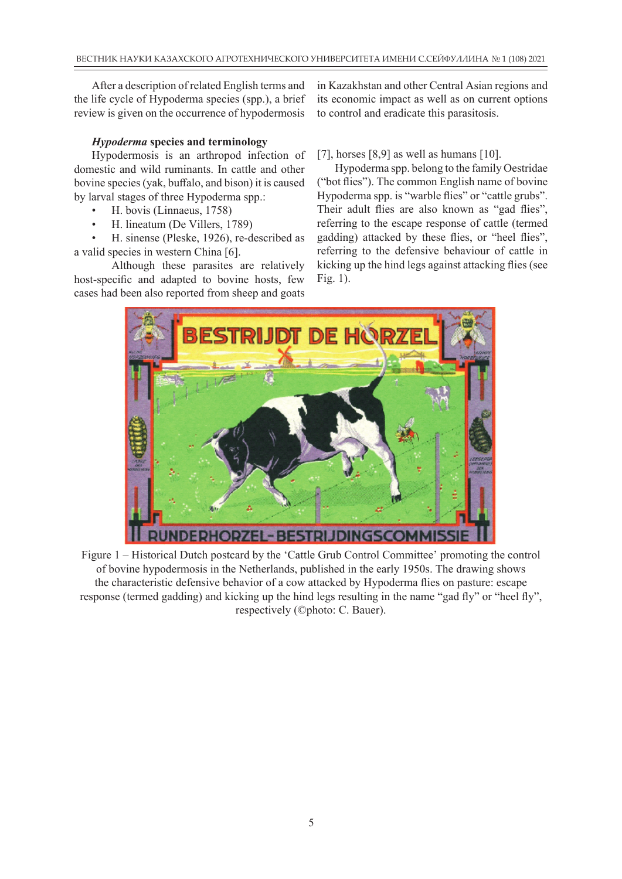After a description of related English terms and the life cycle of Hypoderma species (spp.), a brief review is given on the occurrence of hypodermosis in Kazakhstan and other Central Asian regions and its economic impact as well as on current options to control and eradicate this parasitosis.

### *Hypoderma* species and terminology

Hypodermosis is an arthropod infection of domestic and wild ruminants. In cattle and other bovine species (yak, buffalo, and bison) it is caused by larval stages of three Hypoderma spp.:

- H. bovis (Linnaeus, 1758)
- H. lineatum (De Villers, 1789)
- H. sinense (Pleske, 1926), re-described as a valid species in western China [6].

Although these parasites are relatively host-specific and adapted to bovine hosts, few cases had been also reported from sheep and goats [7], horses [8,9] as well as humans [10].

Hypoderma spp. belong to the family Oestridae ("bot flies"). The common English name of bovine Hypoderma spp. is "warble flies" or "cattle grubs". Their adult flies are also known as "gad flies", referring to the escape response of cattle (termed gadding) attacked by these flies, or "heel flies", referring to the defensive behaviour of cattle in kicking up the hind legs against attacking flies (see Fig. 1).

Figure 1 – Historical Dutch postcard by the 'Cattle Grub Control Committee' promoting the control of bovine hypodermosis in the Netherlands, published in the early 1950s. The drawing shows the characteristic defensive behavior of a cow attacked by Hypoderma flies on pasture: escape response (termed gadding) and kicking up the hind legs resulting in the name "gad fly" or "heel fly", respectively (©photo: C. Bauer).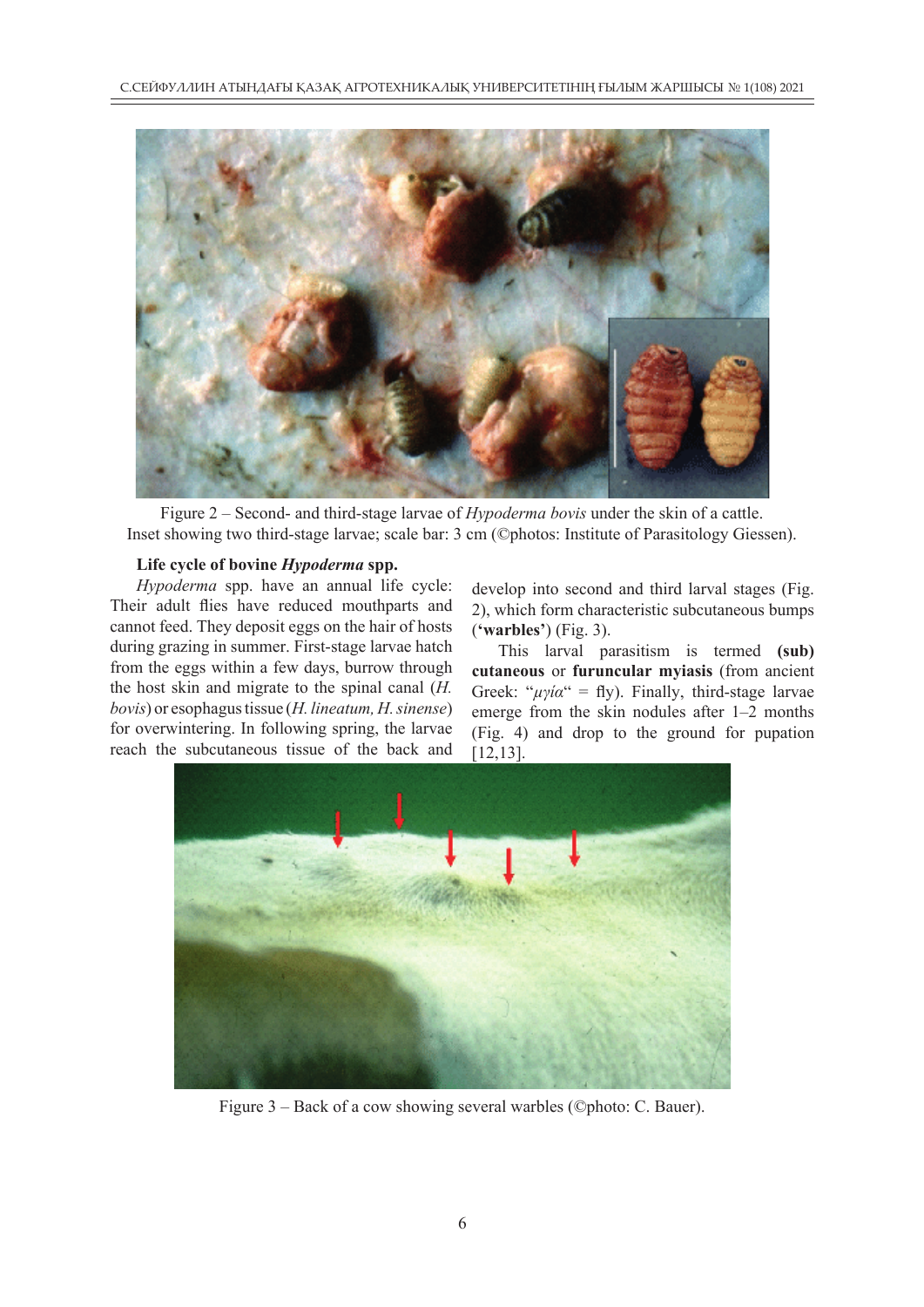Figure 2 – Second- and third-stage larvae of *Hypoderma bovis* under the skin of a cattle. Inset showing two third-stage larvae; scale bar: 3 cm (©photos: Institute of Parasitology Giessen).

**Life cycle of bovine *Hypoderma* spp.**

*Hypoderma* spp. have an annual life cycle: Their adult flies have reduced mouthparts and cannot feed. They deposit eggs on the hair of hosts during grazing in summer. First-stage larvae hatch from the eggs within a few days, burrow through the host skin and migrate to the spinal canal (*H. bovis*) or esophagus tissue (*H. lineatum, H. sinense*) for overwintering. In following spring, the larvae reach the subcutaneous tissue of the back and develop into second and third larval stages (Fig. 2), which form characteristic subcutaneous bumps (**'warbles'**) (Fig. 3).

This larval parasitism is termed **(sub) cutaneous** or **furuncular myiasis** (from ancient Greek: "*μγία*" = fly). Finally, third-stage larvae emerge from the skin nodules after 1–2 months (Fig. 4) and drop to the ground for pupation [12,13].

Figure 3 – Back of a cow showing several warbles (©photo: C. Bauer).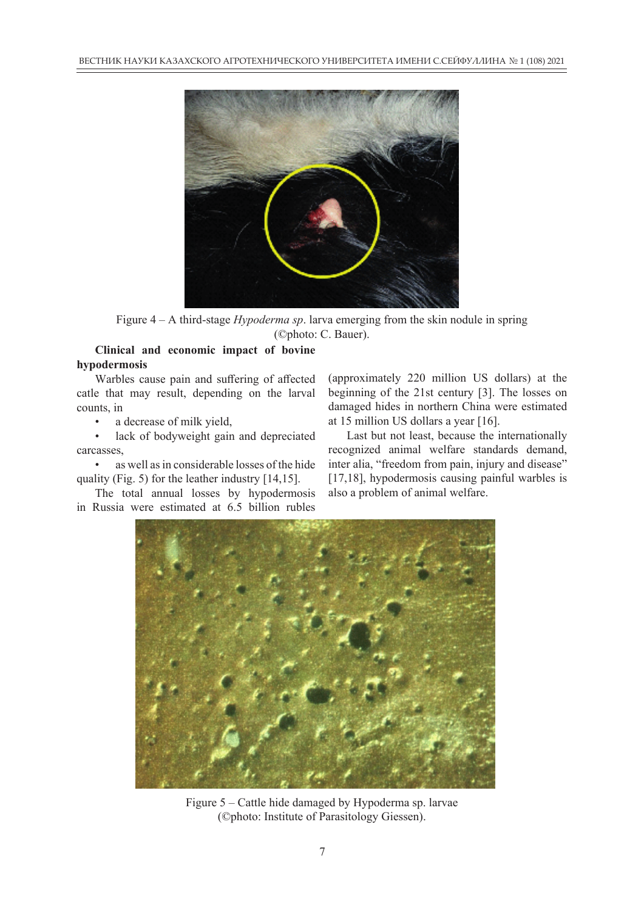Figure 4 – A third-stage *Hypoderma sp*. larva emerging from the skin nodule in spring (©photo: C. Bauer).

**Clinical and economic impact of bovine hypodermosis**

Warbles cause pain and suffering of affected catle that may result, depending on the larval counts, in

- a decrease of milk yield,
- lack of bodyweight gain and depreciated carcasses,
- as well as in considerable losses of the hide quality (Fig. 5) for the leather industry [14,15].

The total annual losses by hypodermosis in Russia were estimated at 6.5 billion rubles (approximately 220 million US dollars) at the beginning of the 21st century [3]. The losses on damaged hides in northern China were estimated at 15 million US dollars a year [16].

Last but not least, because the internationally recognized animal welfare standards demand, inter alia, "freedom from pain, injury and disease" [17,18], hypodermosis causing painful warbles is also a problem of animal welfare.

Figure 5 – Cattle hide damaged by Hypoderma sp. larvae (©photo: Institute of Parasitology Giessen).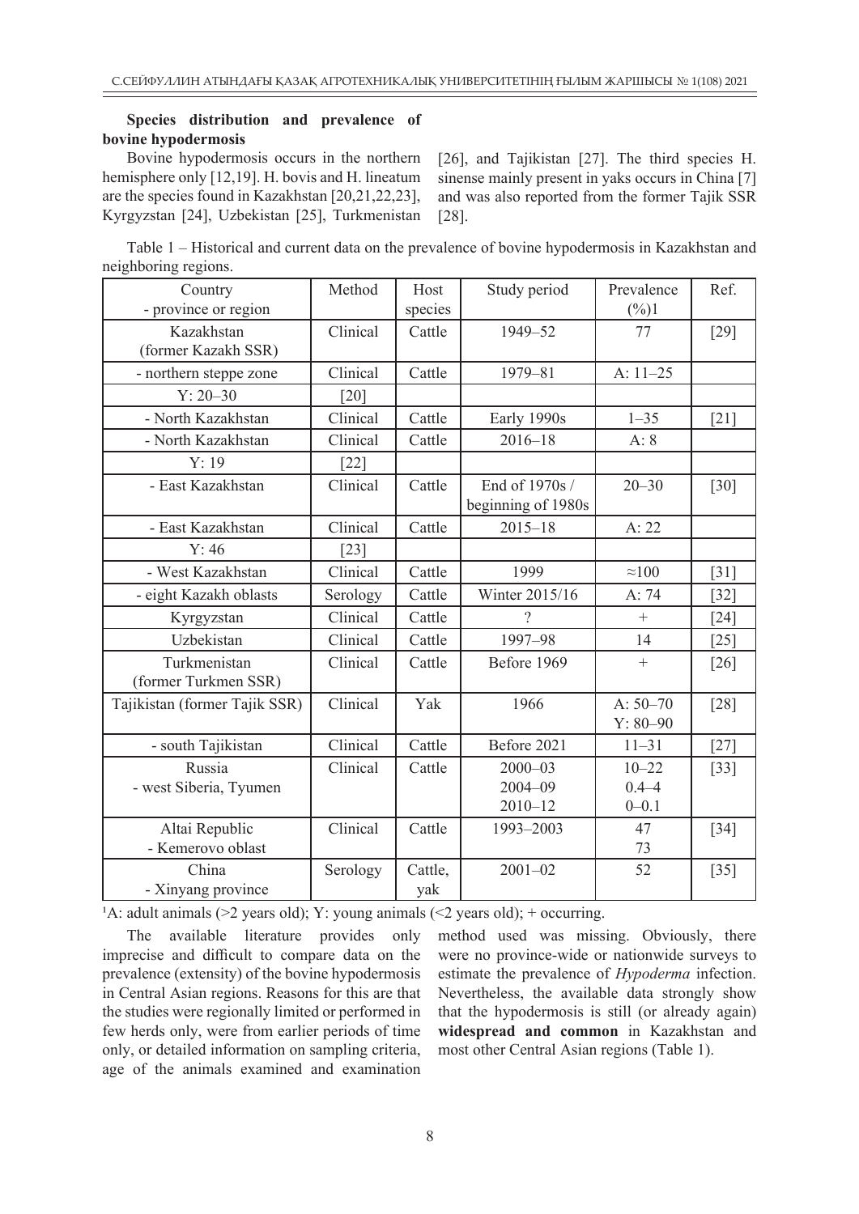**Species distribution and prevalence of bovine hypodermosis**

Bovine hypodermosis occurs in the northern hemisphere only [12,19]. H. bovis and H. lineatum are the species found in Kazakhstan [20,21,22,23], Kyrgyzstan [24], Uzbekistan [25], Turkmenistan [26], and Tajikistan [27]. The third species H. sinense mainly present in yaks occurs in China [7] and was also reported from the former Tajik SSR [28].

Table 1 – Historical and current data on the prevalence of bovine hypodermosis in Kazakhstan and neighboring regions.

| Country<br>- province or region | Method | Host species | Study period | Prevalence (%)[1] | Ref. |
|---|---|---|---|---|---|
| Kazakhstan<br>(former Kazakh SSR) | Clinical | Cattle | 1949–52 | 77 | [29] |
| - northern steppe zone | Clinical | Cattle | 1979–81 | A: 11–25 | |
| Y: 20–30 | [20] | | | | |
| - North Kazakhstan | Clinical | Cattle | Early 1990s | 1–35 | [21] |
| - North Kazakhstan | Clinical | Cattle | 2016–18 | A: 8 | |
| Y: 19 | [22] | | | | |
| - East Kazakhstan | Clinical | Cattle | End of 1970s / beginning of 1980s | 20–30 | [30] |
| - East Kazakhstan | Clinical | Cattle | 2015–18 | A: 22 | |
| Y: 46 | [23] | | | | |
| - West Kazakhstan | Clinical | Cattle | 1999 | ≈100 | [31] |
| - eight Kazakh oblasts | Serology | Cattle | Winter 2015/16 | A: 74 | [32] |
| Kyrgyzstan | Clinical | Cattle | ? | + | [24] |
| Uzbekistan | Clinical | Cattle | 1997–98 | 14 | [25] |
| Turkmenistan<br>(former Turkmen SSR) | Clinical | Cattle | Before 1969 | + | [26] |
| Tajikistan (former Tajik SSR) | Clinical | Yak | 1966 | A: 50–70<br>Y: 80–90 | [28] |
| - south Tajikistan | Clinical | Cattle | Before 2021 | 11–31 | [27] |
| Russia<br>- west Siberia, Tyumen | Clinical | Cattle | 2000–03<br>2004–09<br>2010–12 | 10–22<br>0.4–4<br>0–0.1 | [33] |
| Altai Republic<br>- Kemerovo oblast | Clinical | Cattle | 1993–2003 | 47<br>73 | [34] |
| China<br>- Xinyang province | Serology | Cattle, yak | 2001–02 | 52 | [35] |

[1]A: adult animals (>2 years old); Y: young animals (<2 years old); + occurring.

The available literature provides only imprecise and difficult to compare data on the prevalence (extensity) of the bovine hypodermosis in Central Asian regions. Reasons for this are that the studies were regionally limited or performed in few herds only, were from earlier periods of time only, or detailed information on sampling criteria, age of the animals examined and examination method used was missing. Obviously, there were no province-wide or nationwide surveys to estimate the prevalence of *Hypoderma* infection. Nevertheless, the available data strongly show that the hypodermosis is still (or already again) **widespread and common** in Kazakhstan and most other Central Asian regions (Table 1).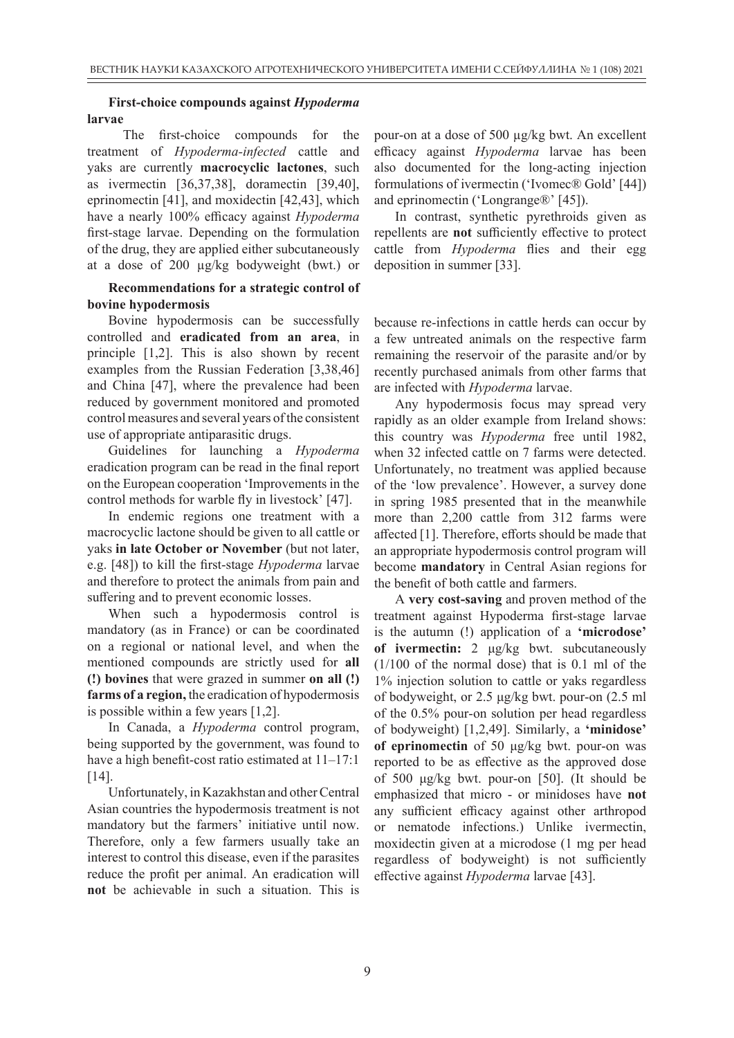### First-choice compounds against *Hypoderma* larvae

The first-choice compounds for the treatment of *Hypoderma-infected* cattle and yaks are currently **macrocyclic lactones**, such as ivermectin [36,37,38], doramectin [39,40], eprinomectin [41], and moxidectin [42,43], which have a nearly 100% efficacy against *Hypoderma* first-stage larvae. Depending on the formulation of the drug, they are applied either subcutaneously at a dose of 200 µg/kg bodyweight (bwt.) or pour-on at a dose of 500 µg/kg bwt. An excellent efficacy against *Hypoderma* larvae has been also documented for the long-acting injection formulations of ivermectin ('Ivomec® Gold' [44]) and eprinomectin ('Longrange®' [45]).

In contrast, synthetic pyrethroids given as repellents are **not** sufficiently effective to protect cattle from *Hypoderma* flies and their egg deposition in summer [33].

### Recommendations for a strategic control of bovine hypodermosis

Bovine hypodermosis can be successfully controlled and **eradicated from an area**, in principle [1,2]. This is also shown by recent examples from the Russian Federation [3,38,46] and China [47], where the prevalence had been reduced by government monitored and promoted control measures and several years of the consistent use of appropriate antiparasitic drugs.

Guidelines for launching a *Hypoderma* eradication program can be read in the final report on the European cooperation 'Improvements in the control methods for warble fly in livestock' [47].

In endemic regions one treatment with a macrocyclic lactone should be given to all cattle or yaks **in late October or November** (but not later, e.g. [48]) to kill the first-stage *Hypoderma* larvae and therefore to protect the animals from pain and suffering and to prevent economic losses.

When such a hypodermosis control is mandatory (as in France) or can be coordinated on a regional or national level, and when the mentioned compounds are strictly used for **all (!) bovines** that were grazed in summer **on all (!) farms of a region,** the eradication of hypodermosis is possible within a few years [1,2].

In Canada, a *Hypoderma* control program, being supported by the government, was found to have a high benefit-cost ratio estimated at 11–17:1 [14].

Unfortunately, in Kazakhstan and other Central Asian countries the hypodermosis treatment is not mandatory but the farmers' initiative until now. Therefore, only a few farmers usually take an interest to control this disease, even if the parasites reduce the profit per animal. An eradication will **not** be achievable in such a situation. This is because re-infections in cattle herds can occur by a few untreated animals on the respective farm remaining the reservoir of the parasite and/or by recently purchased animals from other farms that are infected with *Hypoderma* larvae.

Any hypodermosis focus may spread very rapidly as an older example from Ireland shows: this country was *Hypoderma* free until 1982, when 32 infected cattle on 7 farms were detected. Unfortunately, no treatment was applied because of the 'low prevalence'. However, a survey done in spring 1985 presented that in the meanwhile more than 2,200 cattle from 312 farms were affected [1]. Therefore, efforts should be made that an appropriate hypodermosis control program will become **mandatory** in Central Asian regions for the benefit of both cattle and farmers.

A **very cost-saving** and proven method of the treatment against Hypoderma first-stage larvae is the autumn (!) application of a **'microdose' of ivermectin:** 2 µg/kg bwt. subcutaneously (1/100 of the normal dose) that is 0.1 ml of the 1% injection solution to cattle or yaks regardless of bodyweight, or 2.5 µg/kg bwt. pour-on (2.5 ml of the 0.5% pour-on solution per head regardless of bodyweight) [1,2,49]. Similarly, a **'minidose' of eprinomectin** of 50 µg/kg bwt. pour-on was reported to be as effective as the approved dose of 500 µg/kg bwt. pour-on [50]. (It should be emphasized that micro - or minidoses have **not** any sufficient efficacy against other arthropod or nematode infections.) Unlike ivermectin, moxidectin given at a microdose (1 mg per head regardless of bodyweight) is not sufficiently effective against *Hypoderma* larvae [43].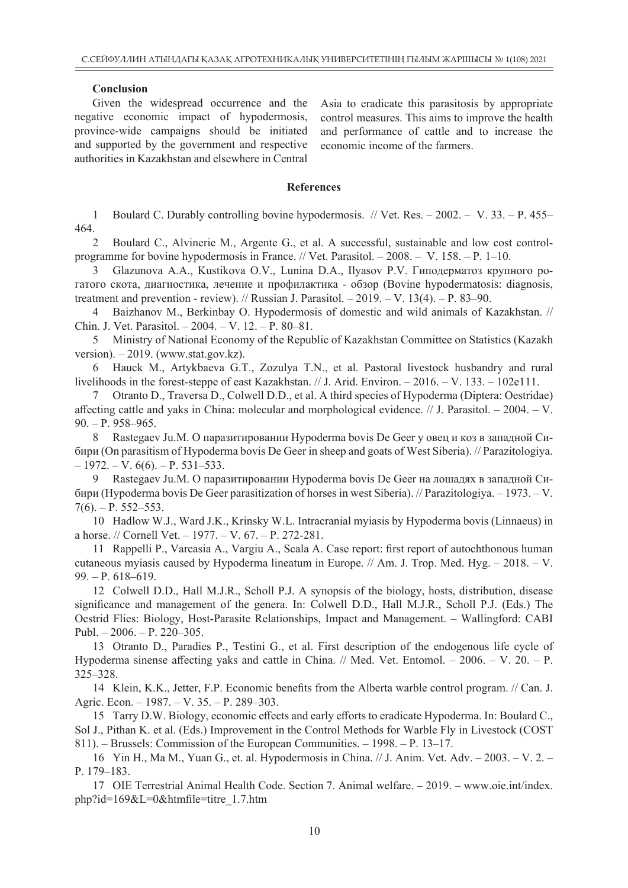### Conclusion

Given the widespread occurrence and the negative economic impact of hypodermosis, province-wide campaigns should be initiated and supported by the government and respective authorities in Kazakhstan and elsewhere in Central Asia to eradicate this parasitosis by appropriate control measures. This aims to improve the health and performance of cattle and to increase the economic income of the farmers.

### References

1 Boulard C. Durably controlling bovine hypodermosis. // Vet. Res. – 2002. – V. 33. – P. 455–464.

2 Boulard C., Alvinerie M., Argente G., et al. A successful, sustainable and low cost control-programme for bovine hypodermosis in France. // Vet. Parasitol. – 2008. – V. 158. – P. 1–10.

3 Glazunova A.A., Kustikova O.V., Lunina D.A., Ilyasov P.V. Гиподерматоз крупного рогатого скота, диагностика, лечение и профилактика - обзор (Bovine hypodermatosis: diagnosis, treatment and prevention - review). // Russian J. Parasitol. – 2019. – V. 13(4). – P. 83–90.

4 Baizhanov M., Berkinbay O. Hypodermosis of domestic and wild animals of Kazakhstan. // Chin. J. Vet. Parasitol. – 2004. – V. 12. – P. 80–81.

5 Ministry of National Economy of the Republic of Kazakhstan Committee on Statistics (Kazakh version). – 2019. (www.stat.gov.kz).

6 Hauck M., Artykbaeva G.T., Zozulya T.N., et al. Pastoral livestock husbandry and rural livelihoods in the forest-steppe of east Kazakhstan. // J. Arid. Environ. – 2016. – V. 133. – 102e111.

7 Otranto D., Traversa D., Colwell D.D., et al. A third species of Hypoderma (Diptera: Oestridae) affecting cattle and yaks in China: molecular and morphological evidence. // J. Parasitol. – 2004. – V. 90. – P. 958–965.

8 Rastegaev Ju.M. О паразитировании Hypoderma bovis De Geer у овец и коз в западной Сибири (On parasitism of Hypoderma bovis De Geer in sheep and goats of West Siberia). // Parazitologiya. – 1972. – V. 6(6). – P. 531–533.

9 Rastegaev Ju.M. О паразитировании Hypoderma bovis De Geer на лошадях в западной Сибири (Hypoderma bovis De Geer parasitization of horses in west Siberia). // Parazitologiya. – 1973. – V. 7(6). – P. 552–553.

10 Hadlow W.J., Ward J.K., Krinsky W.L. Intracranial myiasis by Hypoderma bovis (Linnaeus) in a horse. // Cornell Vet. – 1977. – V. 67. – P. 272-281.

11 Rappelli P., Varcasia A., Vargiu A., Scala A. Case report: first report of autochthonous human cutaneous myiasis caused by Hypoderma lineatum in Europe. // Am. J. Trop. Med. Hyg. – 2018. – V. 99. – P. 618–619.

12 Colwell D.D., Hall M.J.R., Scholl P.J. A synopsis of the biology, hosts, distribution, disease significance and management of the genera. In: Colwell D.D., Hall M.J.R., Scholl P.J. (Eds.) The Oestrid Flies: Biology, Host-Parasite Relationships, Impact and Management. – Wallingford: CABI Publ. – 2006. – P. 220–305.

13 Otranto D., Paradies P., Testini G., et al. First description of the endogenous life cycle of Hypoderma sinense affecting yaks and cattle in China. // Med. Vet. Entomol. – 2006. – V. 20. – P. 325–328.

14 Klein, K.K., Jetter, F.P. Economic benefits from the Alberta warble control program. // Can. J. Agric. Econ. – 1987. – V. 35. – P. 289–303.

15 Tarry D.W. Biology, economic effects and early efforts to eradicate Hypoderma. In: Boulard C., Sol J., Pithan K. et al. (Eds.) Improvement in the Control Methods for Warble Fly in Livestock (COST 811). – Brussels: Commission of the European Communities. – 1998. – P. 13–17.

16 Yin H., Ma M., Yuan G., et. al. Hypodermosis in China. // J. Anim. Vet. Adv. – 2003. – V. 2. – P. 179–183.

17 OIE Terrestrial Animal Health Code. Section 7. Animal welfare. – 2019. – www.oie.int/index.php?id=169&L=0&htmfile=titre_1.7.htm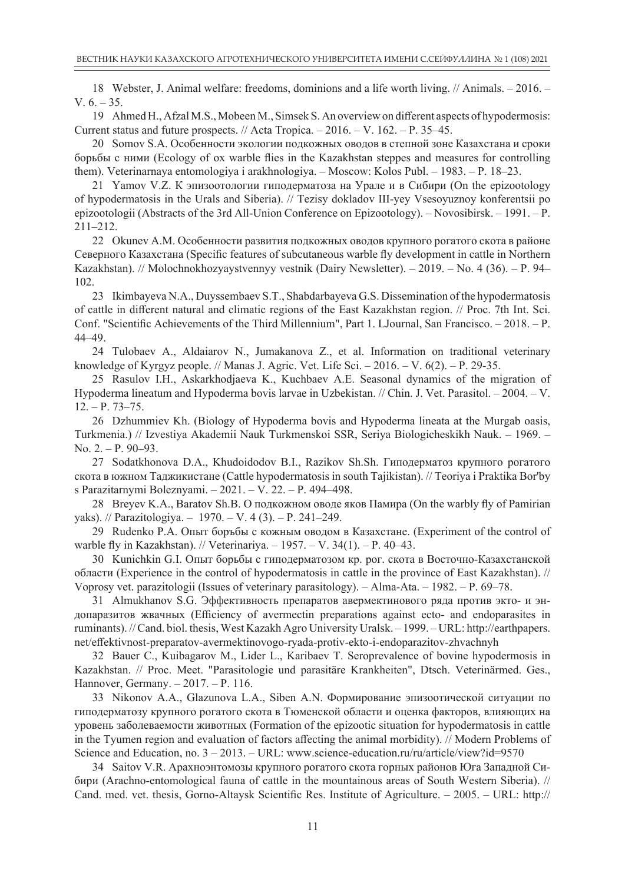18 Webster, J. Animal welfare: freedoms, dominions and a life worth living. // Animals. – 2016. – V. 6. – 35.

19 Ahmed H., Afzal M.S., Mobeen M., Simsek S. An overview on different aspects of hypodermosis: Current status and future prospects. // Acta Tropica. – 2016. – V. 162. – P. 35–45.

20 Somov S.A. Особенности экологии подкожных оводов в степной зоне Казахстана и сроки борьбы с ними (Ecology of ox warble flies in the Kazakhstan steppes and measures for controlling them). Veterinarnaya entomologiya i arakhnologiya. – Moscow: Kolos Publ. – 1983. – P. 18–23.

21 Yamov V.Z. К эпизоотологии гиподерматоза на Урале и в Сибири (On the epizootology of hypodermatosis in the Urals and Siberia). // Tezisy dokladov III-yey Vsesoyuznoy konferentsii po epizootologii (Abstracts of the 3rd All-Union Conference on Epizootology). – Novosibirsk. – 1991. – P. 211–212.

22 Okunev A.M. Особенности развития подкожных оводов крупного рогатого скота в районе Северного Казахстана (Specific features of subcutaneous warble fly development in cattle in Northern Kazakhstan). // Molochnokhozyaystvennyy vestnik (Dairy Newsletter). – 2019. – No. 4 (36). – P. 94–102.

23 Ikimbayeva N.A., Duyssembaev S.T., Shabdarbayeva G.S. Dissemination of the hypodermatosis of cattle in different natural and climatic regions of the East Kazakhstan region. // Proc. 7th Int. Sci. Conf. "Scientific Achievements of the Third Millennium", Part 1. LJournal, San Francisco. – 2018. – P. 44–49.

24 Tulobaev A., Aldaiarov N., Jumakanova Z., et al. Information on traditional veterinary knowledge of Kyrgyz people. // Manas J. Agric. Vet. Life Sci. – 2016. – V. 6(2). – P. 29-35.

25 Rasulov I.H., Askarkhodjaeva K., Kuchbaev A.E. Seasonal dynamics of the migration of Hypoderma lineatum and Hypoderma bovis larvae in Uzbekistan. // Chin. J. Vet. Parasitol. – 2004. – V. 12. – P. 73–75.

26 Dzhummiev Kh. (Biology of Hypoderma bovis and Hypoderma lineata at the Murgab oasis, Turkmenia.) // Izvestiya Akademii Nauk Turkmenskoi SSR, Seriya Biologicheskikh Nauk. – 1969. – No. 2. – P. 90–93.

27 Sodatkhonova D.A., Khudoidodov B.I., Razikov Sh.Sh. Гиподерматоз крупного рогатого скота в южном Таджикистане (Cattle hypodermatosis in south Tajikistan). // Teoriya i Praktika Bor'by s Parazitarnymi Boleznyami. – 2021. – V. 22. – P. 494–498.

28 Breyev K.A., Baratov Sh.B. О подкожном оводе яков Памира (On the warbly fly of Pamirian yaks). // Parazitologiya. – 1970. – V. 4 (3). – P. 241–249.

29 Rudenko P.A. Опыт борьбы с кожным оводом в Казахстане. (Experiment of the control of warble fly in Kazakhstan). // Veterinariya. – 1957. – V. 34(1). – P. 40–43.

30 Kunichkin G.I. Опыт борьбы с гиподерматозом кр. рог. скота в Восточно-Казахстанской области (Experience in the control of hypodermatosis in cattle in the province of East Kazakhstan). // Voprosy vet. parazitologii (Issues of veterinary parasitology). – Alma-Ata. – 1982. – P. 69–78.

31 Almukhanov S.G. Эффективность препаратов авермектинового ряда против экто- и эндопаразитов жвачных (Efficiency of avermectin preparations against ecto- and endoparasites in ruminants). // Cand. biol. thesis, West Kazakh Agro University Uralsk. – 1999. – URL: http://earthpapers.net/effektivnost-preparatov-avermektinovogo-ryada-protiv-ekto-i-endoparazitov-zhvachnyh

32 Bauer C., Kuibagarov M., Lider L., Karibaev T. Seroprevalence of bovine hypodermosis in Kazakhstan. // Proc. Meet. "Parasitologie und parasitäre Krankheiten", Dtsch. Veterinärmed. Ges., Hannover, Germany. – 2017. – P. 116.

33 Nikonov A.A., Glazunova L.A., Siben A.N. Формирование эпизоотической ситуации по гиподерматозу крупного рогатого скота в Тюменской области и оценка факторов, влияющих на уровень заболеваемости животных (Formation of the epizootic situation for hypodermatosis in cattle in the Tyumen region and evaluation of factors affecting the animal morbidity). // Modern Problems of Science and Education, no. 3 – 2013. – URL: www.science-education.ru/ru/article/view?id=9570

34 Saitov V.R. Арахноэнтомозы крупного рогатого скота горных районов Юга Западной Сибири (Arachno-entomological fauna of cattle in the mountainous areas of South Western Siberia). // Cand. med. vet. thesis, Gorno-Altaysk Scientific Res. Institute of Agriculture. – 2005. – URL: http://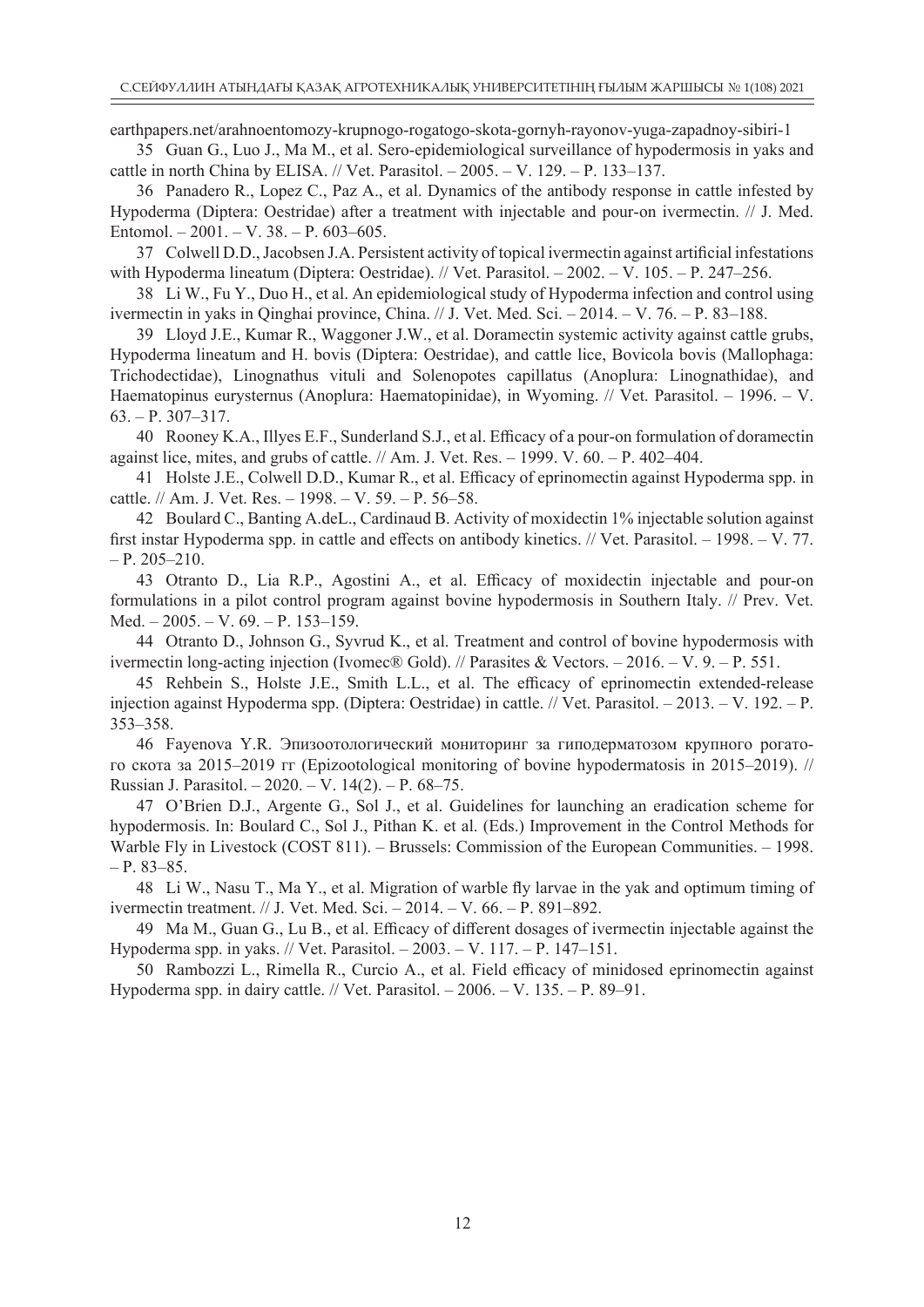earthpapers.net/arahnoentomozy-krupnogo-rogatogo-skota-gornyh-rayonov-yuga-zapadnoy-sibiri-1

35 Guan G., Luo J., Ma M., et al. Sero-epidemiological surveillance of hypodermosis in yaks and cattle in north China by ELISA. // Vet. Parasitol. – 2005. – V. 129. – P. 133–137.

36 Panadero R., Lopez C., Paz A., et al. Dynamics of the antibody response in cattle infested by Hypoderma (Diptera: Oestridae) after a treatment with injectable and pour-on ivermectin. // J. Med. Entomol. – 2001. – V. 38. – P. 603–605.

37 Colwell D.D., Jacobsen J.A. Persistent activity of topical ivermectin against artificial infestations with Hypoderma lineatum (Diptera: Oestridae). // Vet. Parasitol. – 2002. – V. 105. – P. 247–256.

38 Li W., Fu Y., Duo H., et al. An epidemiological study of Hypoderma infection and control using ivermectin in yaks in Qinghai province, China. // J. Vet. Med. Sci. – 2014. – V. 76. – P. 83–188.

39 Lloyd J.E., Kumar R., Waggoner J.W., et al. Doramectin systemic activity against cattle grubs, Hypoderma lineatum and H. bovis (Diptera: Oestridae), and cattle lice, Bovicola bovis (Mallophaga: Trichodectidae), Linognathus vituli and Solenopotes capillatus (Anoplura: Linognathidae), and Haematopinus eurysternus (Anoplura: Haematopinidae), in Wyoming. // Vet. Parasitol. – 1996. – V. 63. – P. 307–317.

40 Rooney K.A., Illyes E.F., Sunderland S.J., et al. Efficacy of a pour-on formulation of doramectin against lice, mites, and grubs of cattle. // Am. J. Vet. Res. – 1999. V. 60. – P. 402–404.

41 Holste J.E., Colwell D.D., Kumar R., et al. Efficacy of eprinomectin against Hypoderma spp. in cattle. // Am. J. Vet. Res. – 1998. – V. 59. – P. 56–58.

42 Boulard C., Banting A.deL., Cardinaud B. Activity of moxidectin 1% injectable solution against first instar Hypoderma spp. in cattle and effects on antibody kinetics. // Vet. Parasitol. – 1998. – V. 77. – P. 205–210.

43 Otranto D., Lia R.P., Agostini A., et al. Efficacy of moxidectin injectable and pour-on formulations in a pilot control program against bovine hypodermosis in Southern Italy. // Prev. Vet. Med. – 2005. – V. 69. – P. 153–159.

44 Otranto D., Johnson G., Syvrud K., et al. Treatment and control of bovine hypodermosis with ivermectin long-acting injection (Ivomec® Gold). // Parasites & Vectors. – 2016. – V. 9. – P. 551.

45 Rehbein S., Holste J.E., Smith L.L., et al. The efficacy of eprinomectin extended-release injection against Hypoderma spp. (Diptera: Oestridae) in cattle. // Vet. Parasitol. – 2013. – V. 192. – P. 353–358.

46 Fayenova Y.R. Эпизоотологический мониторинг за гиподерматозом крупного рогатого скота за 2015–2019 гг (Epizootological monitoring of bovine hypodermatosis in 2015–2019). // Russian J. Parasitol. – 2020. – V. 14(2). – P. 68–75.

47 O'Brien D.J., Argente G., Sol J., et al. Guidelines for launching an eradication scheme for hypodermosis. In: Boulard C., Sol J., Pithan K. et al. (Eds.) Improvement in the Control Methods for Warble Fly in Livestock (COST 811). – Brussels: Commission of the European Communities. – 1998. – P. 83–85.

48 Li W., Nasu T., Ma Y., et al. Migration of warble fly larvae in the yak and optimum timing of ivermectin treatment. // J. Vet. Med. Sci. – 2014. – V. 66. – P. 891–892.

49 Ma M., Guan G., Lu B., et al. Efficacy of different dosages of ivermectin injectable against the Hypoderma spp. in yaks. // Vet. Parasitol. – 2003. – V. 117. – P. 147–151.

50 Rambozzi L., Rimella R., Curcio A., et al. Field efficacy of minidosed eprinomectin against Hypoderma spp. in dairy cattle. // Vet. Parasitol. – 2006. – V. 135. – P. 89–91.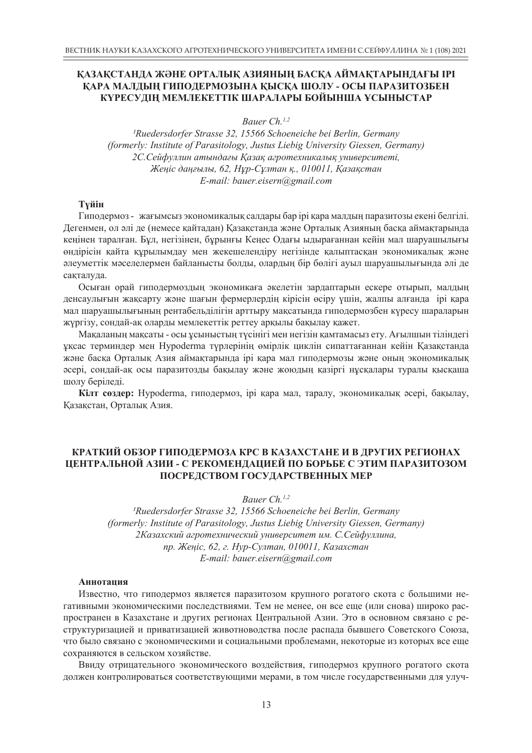## ҚАЗАҚСТАНДА ЖӘНЕ ОРТАЛЫҚ АЗИЯНЫҢ БАСҚА АЙМАҚТАРЫНДАҒЫ ІРІ ҚАРА МАЛДЫҢ ГИПОДЕРМОЗЫНА ҚЫСҚА ШОЛУ - ОСЫ ПАРАЗИТОЗБЕН КҮРЕСУДІҢ МЕМЛЕКЕТТІК ШАРАЛАРЫ БОЙЫНША ҰСЫНЫСТАР

*Bauer Ch.*[1,2]

*[1]Ruedersdorfer Strasse 32, 15566 Schoeneiche bei Berlin, Germany*
*(formerly: Institute of Parasitology, Justus Liebig University Giessen, Germany)*
*2С.Сейфуллин атындағы Қазақ агротехникалық университеті,*
*Жеңіс даңғылы, 62, Нұр-Сұлтан қ., 010011, Қазақстан*
*E-mail: bauer.eisern@gmail.com*

**Түйін**

Гиподермоз - жағымсыз экономикалық салдары бар ірі қара малдың паразитозы екені белгілі. Дегенмен, ол әлі де (немесе қайтадан) Қазақстанда және Орталық Азияның басқа аймақтарында кеңінен таралған. Бұл, негізінен, бұрынғы Кеңес Одағы ыдырағаннан кейін мал шаруашылығы өндірісін қайта құрылымдау мен жекешелендіру негізінде қалыптасқан экономикалық және әлеуметтік мәселелермен байланысты болды, олардың бір бөлігі ауыл шаруашылығында әлі де сақталуда.

Осыған орай гиподермоздың экономикаға әкелетін зардаптарын ескере отырып, малдың денсаулығын жақсарту және шағын фермерлердің кірісін өсіру үшін, жалпы алғанда ірі қара мал шаруашылығының рентабельділігін арттыру мақсатында гиподермозбен күресу шараларын жүргізу, сондай-ақ оларды мемлекеттік реттеу арқылы бақылау қажет.

Мақаланың мақсаты - осы ұсыныстың түсінігі мен негізін қамтамасыз ету. Ағылшын тіліндегі ұқсас терминдер мен Hypoderma түрлерінің өмірлік циклін сипаттағаннан кейін Қазақстанда және басқа Орталық Азия аймақтарында ірі қара мал гиподермозы және оның экономикалық әсері, сондай-ақ осы паразитозды бақылау және жоюдың қазіргі нұсқалары туралы қысқаша шолу беріледі.

**Кілт сөздер:** Hypoderma, гиподермоз, ірі қара мал, таралу, экономикалық әсері, бақылау, Қазақстан, Орталық Азия.

## КРАТКИЙ ОБЗОР ГИПОДЕРМОЗА КРС В КАЗАХСТАНЕ И В ДРУГИХ РЕГИОНАХ ЦЕНТРАЛЬНОЙ АЗИИ - С РЕКОМЕНДАЦИЕЙ ПО БОРЬБЕ С ЭТИМ ПАРАЗИТОЗОМ ПОСРЕДСТВОМ ГОСУДАРСТВЕННЫХ МЕР

*Bauer Ch.*[1,2]

*[1]Ruedersdorfer Strasse 32, 15566 Schoeneiche bei Berlin, Germany*
*(formerly: Institute of Parasitology, Justus Liebig University Giessen, Germany)*
*2Казахский агротехнический университет им. С.Сейфуллина,*
*пр. Жеңіс, 62, г. Нур-Султан, 010011, Казахстан*
*E-mail: bauer.eisern@gmail.com*

**Аннотация**

Известно, что гиподермоз является паразитозом крупного рогатого скота с большими негативными экономическими последствиями. Тем не менее, он все еще (или снова) широко распространен в Казахстане и других регионах Центральной Азии. Это в основном связано с реструктуризацией и приватизацией животноводства после распада бывшего Советского Союза, что было связано с экономическими и социальными проблемами, некоторые из которых все еще сохраняются в сельском хозяйстве.

Ввиду отрицательного экономического воздействия, гиподермоз крупного рогатого скота должен контролироваться соответствующими мерами, в том числе государственными для улуч-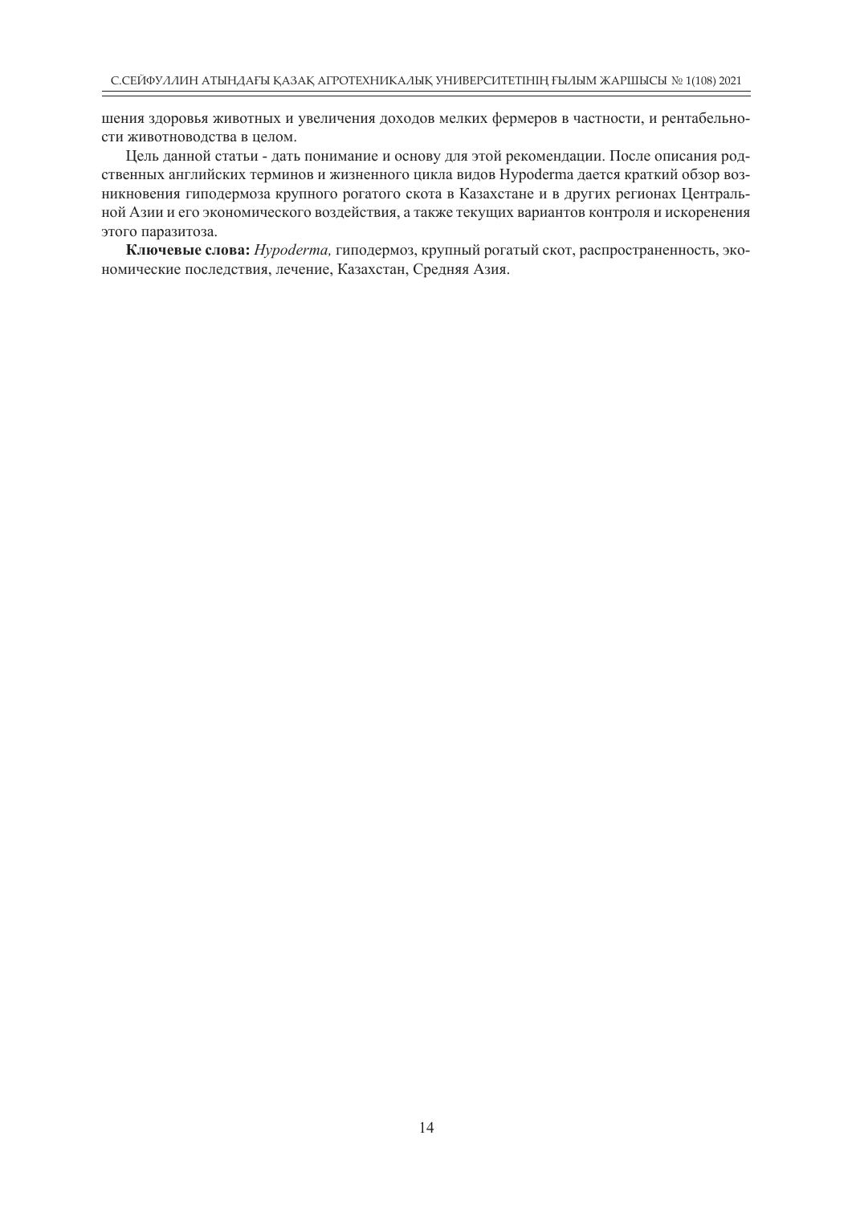шения здоровья животных и увеличения доходов мелких фермеров в частности, и рентабельности животноводства в целом.

Цель данной статьи - дать понимание и основу для этой рекомендации. После описания родственных английских терминов и жизненного цикла видов Hypoderma дается краткий обзор возникновения гиподермоза крупного рогатого скота в Казахстане и в других регионах Центральной Азии и его экономического воздействия, а также текущих вариантов контроля и искоренения этого паразитоза.

**Ключевые слова:** *Hypoderma,* гиподермоз, крупный рогатый скот, распространенность, экономические последствия, лечение, Казахстан, Средняя Азия.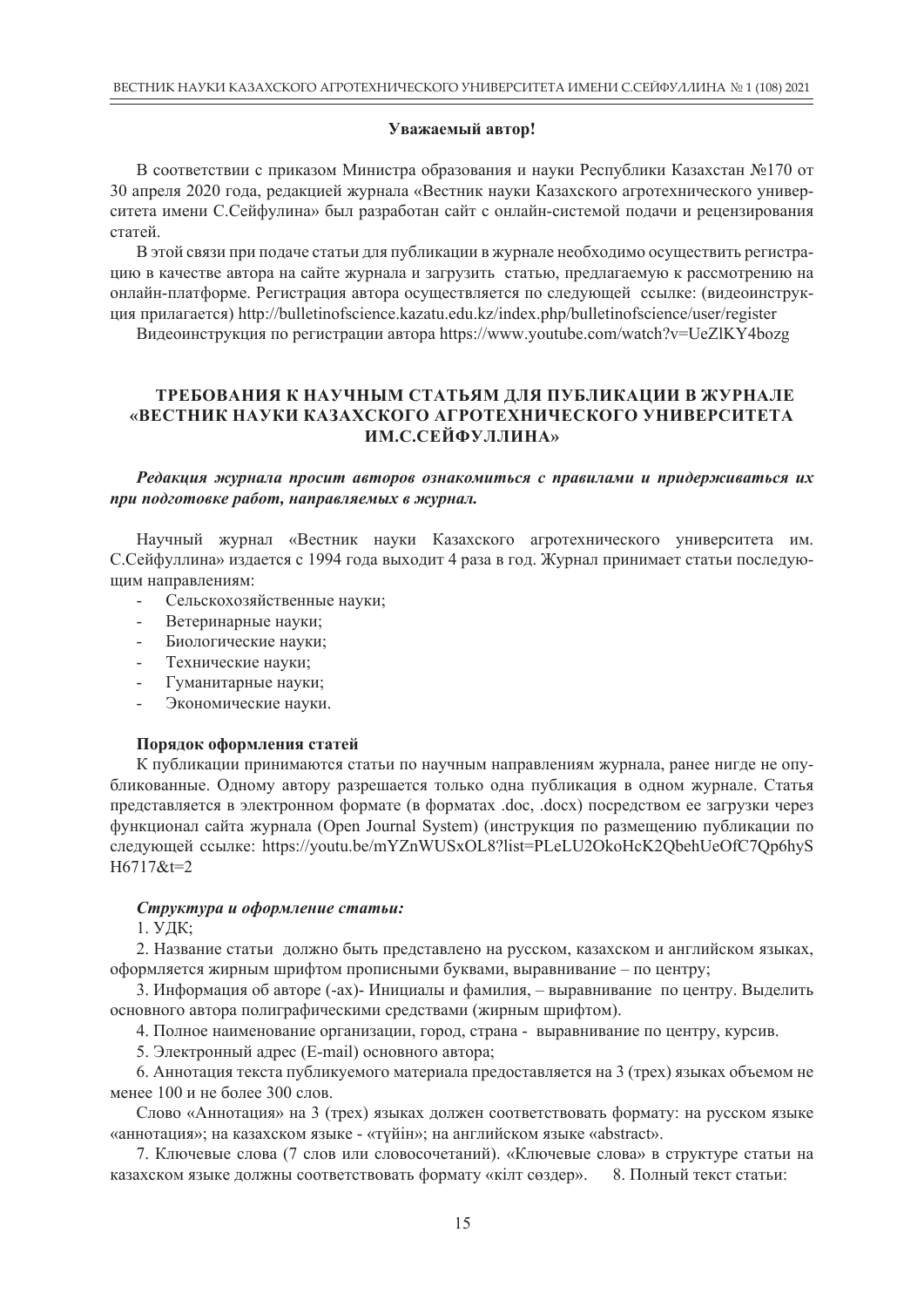**Уважаемый автор!**

В соответствии с приказом Министра образования и науки Республики Казахстан №170 от 30 апреля 2020 года, редакцией журнала «Вестник науки Казахского агротехнического университета имени С.Сейфулина» был разработан сайт с онлайн-системой подачи и рецензирования статей.

В этой связи при подаче статьи для публикации в журнале необходимо осуществить регистрацию в качестве автора на сайте журнала и загрузить статью, предлагаемую к рассмотрению на онлайн-платформе. Регистрация автора осуществляется по следующей ссылке: (видеоинструкция прилагается) http://bulletinofscience.kazatu.edu.kz/index.php/bulletinofscience/user/register

Видеоинструкция по регистрации автора https://www.youtube.com/watch?v=UeZlKY4bozg

## ТРЕБОВАНИЯ К НАУЧНЫМ СТАТЬЯМ ДЛЯ ПУБЛИКАЦИИ В ЖУРНАЛЕ «ВЕСТНИК НАУКИ КАЗАХСКОГО АГРОТЕХНИЧЕСКОГО УНИВЕРСИТЕТА ИМ.С.СЕЙФУЛЛИНА»

***Редакция журнала просит авторов ознакомиться с правилами и придерживаться их при подготовке работ, направляемых в журнал.***

Научный журнал «Вестник науки Казахского агротехнического университета им. С.Сейфуллина» издается с 1994 года выходит 4 раза в год. Журнал принимает статьи последующим направлениям:

- Сельскохозяйственные науки;
- Ветеринарные науки;
- Биологические науки;
- Технические науки;
- Гуманитарные науки;
- Экономические науки.

**Порядок оформления статей**

К публикации принимаются статьи по научным направлениям журнала, ранее нигде не опубликованные. Одному автору разрешается только одна публикация в одном журнале. Статья представляется в электронном формате (в форматах .doc, .docx) посредством ее загрузки через функционал сайта журнала (Open Journal System) (инструкция по размещению публикации по следующей ссылке: https://youtu.be/mYZnWUSxOL8?list=PLeLU2OkoHcK2QbehUeOfC7Qp6hySH6717&t=2

***Структура и оформление статьи:***

1. УДК;

2. Название статьи должно быть представлено на русском, казахском и английском языках, оформляется жирным шрифтом прописными буквами, выравнивание – по центру;

3. Информация об авторе (-ах)- Инициалы и фамилия, – выравнивание по центру. Выделить основного автора полиграфическими средствами (жирным шрифтом).

4. Полное наименование организации, город, страна - выравнивание по центру, курсив.

5. Электронный адрес (E-mail) основного автора;

6. Аннотация текста публикуемого материала предоставляется на 3 (трех) языках объемом не менее 100 и не более 300 слов.

Слово «Аннотация» на 3 (трех) языках должен соответствовать формату: на русском языке «аннотация»; на казахском языке - «түйін»; на английском языке «abstract».

7. Ключевые слова (7 слов или словосочетаний). «Ключевые слова» в структуре статьи на казахском языке должны соответствовать формату «кілт сөздер». 8. Полный текст статьи: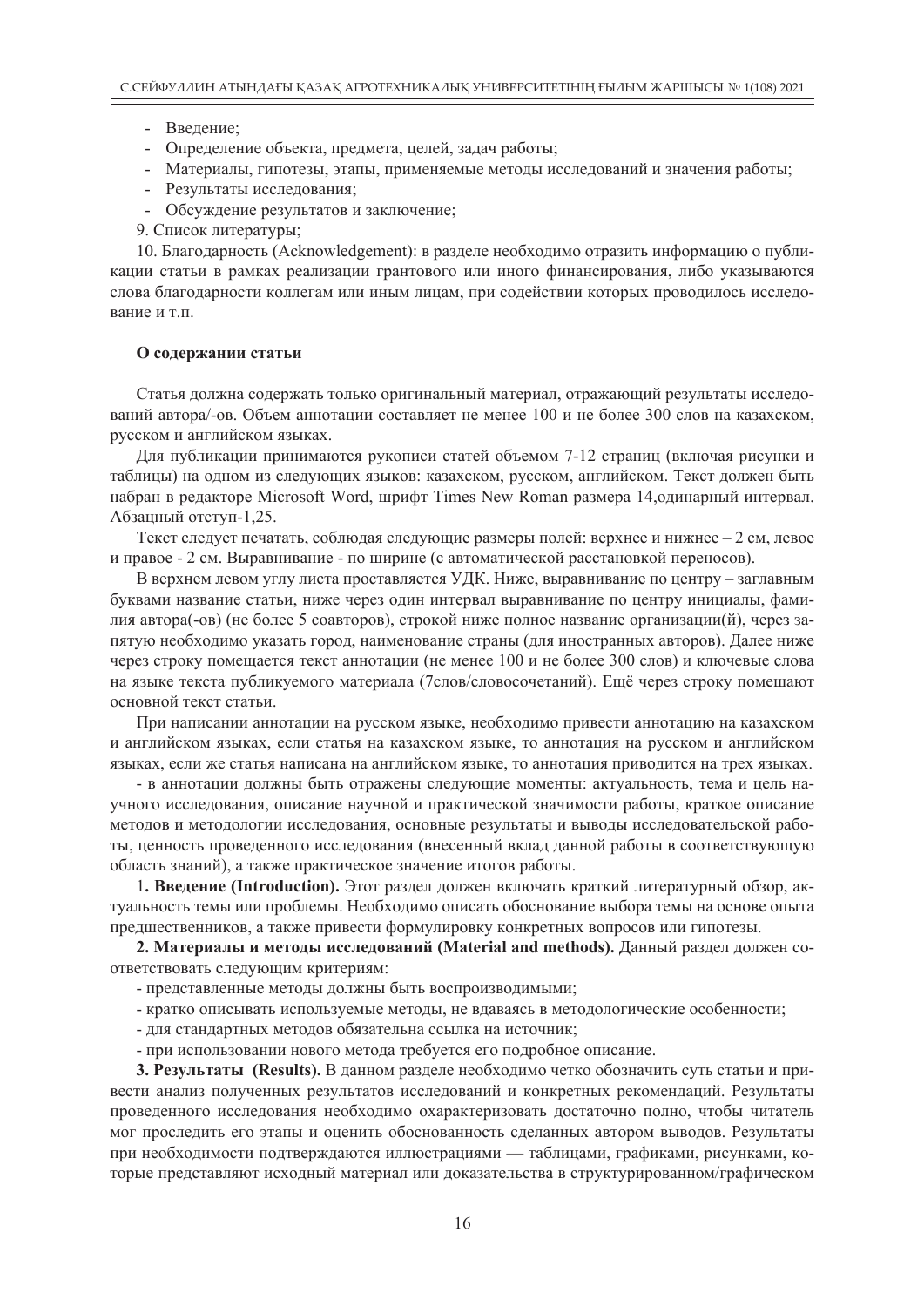- Введение;
- Определение объекта, предмета, целей, задач работы;
- Материалы, гипотезы, этапы, применяемые методы исследований и значения работы;
- Результаты исследования;
- Обсуждение результатов и заключение;

9. Список литературы;

10. Благодарность (Acknowledgement): в разделе необходимо отразить информацию о публикации статьи в рамках реализации грантового или иного финансирования, либо указываются слова благодарности коллегам или иным лицам, при содействии которых проводилось исследование и т.п.

**О содержании статьи**

Статья должна содержать только оригинальный материал, отражающий результаты исследований автора/-ов. Объем аннотации составляет не менее 100 и не более 300 слов на казахском, русском и английском языках.

Для публикации принимаются рукописи статей объемом 7-12 страниц (включая рисунки и таблицы) на одном из следующих языков: казахском, русском, английском. Текст должен быть набран в редакторе Microsoft Word, шрифт Times New Roman размера 14,одинарный интервал. Абзацный отступ-1,25.

Текст следует печатать, соблюдая следующие размеры полей: верхнее и нижнее – 2 см, левое и правое - 2 см. Выравнивание - по ширине (с автоматической расстановкой переносов).

В верхнем левом углу листа проставляется УДК. Ниже, выравнивание по центру – заглавным буквами название статьи, ниже через один интервал выравнивание по центру инициалы, фамилия автора(-ов) (не более 5 соавторов), строкой ниже полное название организации(й), через запятую необходимо указать город, наименование страны (для иностранных авторов). Далее ниже через строку помещается текст аннотации (не менее 100 и не более 300 слов) и ключевые слова на языке текста публикуемого материала (7слов/словосочетаний). Ещё через строку помещают основной текст статьи.

При написании аннотации на русском языке, необходимо привести аннотацию на казахском и английском языках, если статья на казахском языке, то аннотация на русском и английском языках, если же статья написана на английском языке, то аннотация приводится на трех языках.

- в аннотации должны быть отражены следующие моменты: актуальность, тема и цель научного исследования, описание научной и практической значимости работы, краткое описание методов и методологии исследования, основные результаты и выводы исследовательской работы, ценность проведенного исследования (внесенный вклад данной работы в соответствующую область знаний), а также практическое значение итогов работы.

1**. Введение (Introduction).** Этот раздел должен включать краткий литературный обзор, актуальность темы или проблемы. Необходимо описать обоснование выбора темы на основе опыта предшественников, а также привести формулировку конкретных вопросов или гипотезы.

**2. Материалы и методы исследований (Material and methods).** Данный раздел должен соответствовать следующим критериям:

- представленные методы должны быть воспроизводимыми;
- кратко описывать используемые методы, не вдаваясь в методологические особенности;
- для стандартных методов обязательна ссылка на источник;
- при использовании нового метода требуется его подробное описание.

**3. Результаты (Results).** В данном разделе необходимо четко обозначить суть статьи и привести анализ полученных результатов исследований и конкретных рекомендаций. Результаты проведенного исследования необходимо охарактеризовать достаточно полно, чтобы читатель мог проследить его этапы и оценить обоснованность сделанных автором выводов. Результаты при необходимости подтверждаются иллюстрациями — таблицами, графиками, рисунками, которые представляют исходный материал или доказательства в структурированном/графическом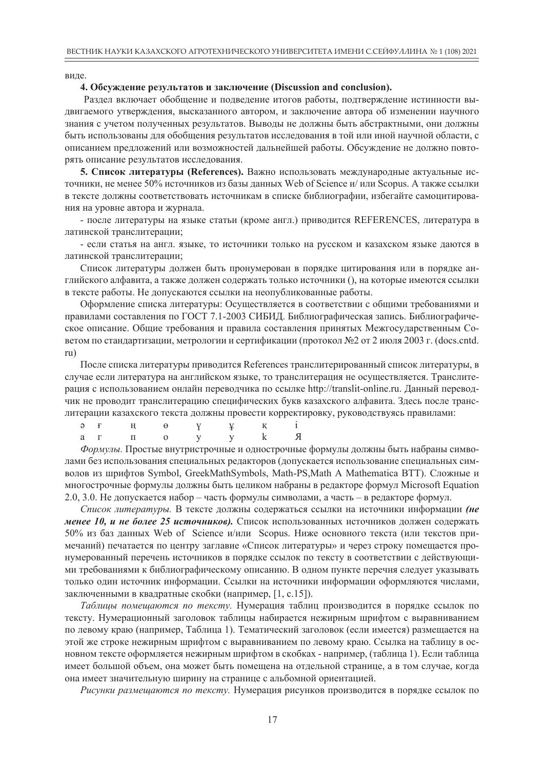виде.

**4. Обсуждение результатов и заключение (Discussion and conclusion).**

Раздел включает обобщение и подведение итогов работы, подтверждение истинности выдвигаемого утверждения, высказанного автором, и заключение автора об изменении научного знания с учетом полученных результатов. Выводы не должны быть абстрактными, они должны быть использованы для обобщения результатов исследования в той или иной научной области, с описанием предложений или возможностей дальнейшей работы. Обсуждение не должно повторять описание результатов исследования.

**5. Список литературы (References).** Важно использовать международные актуальные источники, не менее 50% источников из базы данных Web of Science и/ или Scopus. А также ссылки в тексте должны соответствовать источникам в списке библиографии, избегайте самоцитирования на уровне автора и журнала.

- после литературы на языке статьи (кроме англ.) приводится REFERENCES, литература в латинской транслитерации;

- если статья на англ. языке, то источники только на русском и казахском языке даются в латинской транслитерации;

Список литературы должен быть пронумерован в порядке цитирования или в порядке английского алфавита, а также должен содержать только источники (), на которые имеются ссылки в тексте работы. Не допускаются ссылки на неопубликованные работы.

Оформление списка литературы: Осуществляется в соответствии с общими требованиями и правилами составления по ГОСТ 7.1-2003 СИБИД. Библиографическая запись. Библиографическое описание. Общие требования и правила составления принятых Межгосударственным Советом по стандартизации, метрологии и сертификации (протокол №2 от 2 июля 2003 г. (docs.cntd.ru)

После списка литературы приводится References транслитерированный список литературы, в случае если литература на английском языке, то транслитерация не осуществляется. Транслитерация с использованием онлайн переводчика по ссылке http://translit-online.ru. Данный переводчик не проводит транслитерацию специфических букв казахского алфавита. Здесь после транслитерации казахского текста должны провести корректировку, руководствуясь правилами:

| ә | ғ | ң | ө | ү | ұ | қ | і |
|---|---|---|---|---|---|---|---|
| a | г | n | o | y | y | k | Я |

*Формулы.* Простые внутристрочные и однострочные формулы должны быть набраны символами без использования специальных редакторов (допускается использование специальных символов из шрифтов Symbol, GreekMathSymbols, Math-PS,Math A Mathematica BTT). Сложные и многострочные формулы должны быть целиком набраны в редакторе формул Microsoft Equation 2.0, 3.0. Не допускается набор – часть формулы символами, а часть – в редакторе формул.

*Список литературы.* В тексте должны содержаться ссылки на источники информации ***(не менее 10, и не более 25 источников).*** Список использованных источников должен содержать 50% из баз данных Web of Science и/или Scopus. Ниже основного текста (или текстов примечаний) печатается по центру заглавие «Список литературы» и через строку помещается пронумерованный перечень источников в порядке ссылок по тексту в соответствии с действующими требованиями к библиографическому описанию. В одном пункте перечня следует указывать только один источник информации. Ссылки на источники информации оформляются числами, заключенными в квадратные скобки (например, [1, с.15]).

*Таблицы помещаются по тексту.* Нумерация таблиц производится в порядке ссылок по тексту. Нумерационный заголовок таблицы набирается нежирным шрифтом с выравниванием по левому краю (например, Таблица 1). Тематический заголовок (если имеется) размещается на этой же строке нежирным шрифтом с выравниванием по левому краю. Ссылка на таблицу в основном тексте оформляется нежирным шрифтом в скобках - например, (таблица 1). Если таблица имеет большой объем, она может быть помещена на отдельной странице, а в том случае, когда она имеет значительную ширину на странице с альбомной ориентацией.

*Рисунки размещаются по тексту.* Нумерация рисунков производится в порядке ссылок по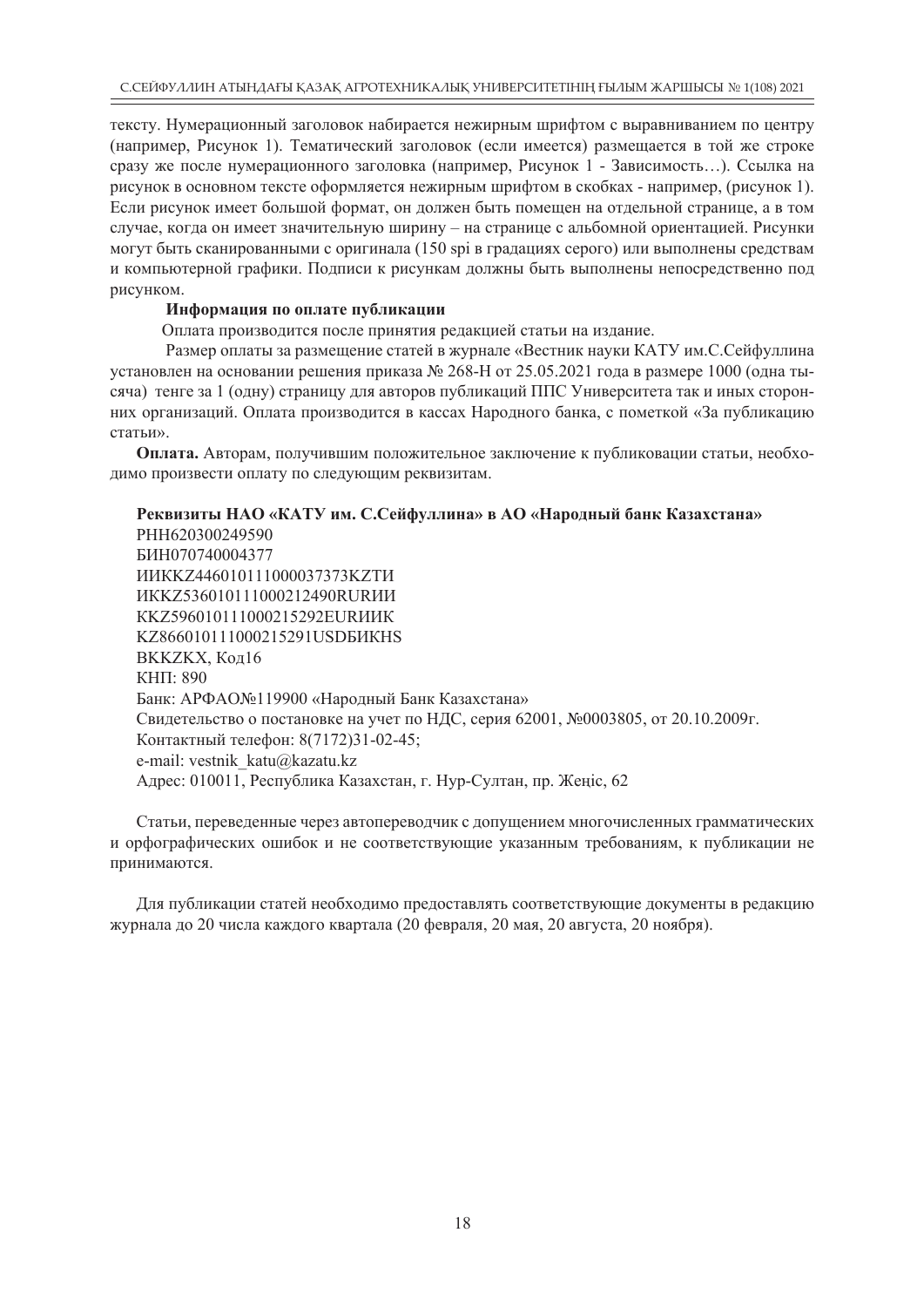тексту. Нумерационный заголовок набирается нежирным шрифтом с выравниванием по центру (например, Рисунок 1). Тематический заголовок (если имеется) размещается в той же строке сразу же после нумерационного заголовка (например, Рисунок 1 - Зависимость…). Ссылка на рисунок в основном тексте оформляется нежирным шрифтом в скобках - например, (рисунок 1). Если рисунок имеет большой формат, он должен быть помещен на отдельной странице, а в том случае, когда он имеет значительную ширину – на странице с альбомной ориентацией. Рисунки могут быть сканированными с оригинала (150 spi в градациях серого) или выполнены средствам и компьютерной графики. Подписи к рисункам должны быть выполнены непосредственно под рисунком.

**Информация по оплате публикации**

Оплата производится после принятия редакцией статьи на издание.

Размер оплаты за размещение статей в журнале «Вестник науки КАТУ им.С.Сейфуллина установлен на основании решения приказа № 268-Н от 25.05.2021 года в размере 1000 (одна тысяча) тенге за 1 (одну) страницу для авторов публикаций ППС Университета так и иных сторонних организаций. Оплата производится в кассах Народного банка, с пометкой «За публикацию статьи».

**Оплата.** Авторам, получившим положительное заключение к публиковации статьи, необходимо произвести оплату по следующим реквизитам.

**Реквизиты НАО «КАТУ им. С.Сейфуллина» в АО «Народный банк Казахстана»**

РНН620300249590

БИН070740004377

ИИККZ446010111000037373KZTИ

ИККZ536010111000212490RURИИ

ККZ596010111000215292EURИИК

KZ866010111000215291USDБИКHS

BKKZKX, Код16

КНП: 890

Банк: АРФАО№119900 «Народный Банк Казахстана»

Свидетельство о постановке на учет по НДС, серия 62001, №0003805, от 20.10.2009г.

Контактный телефон: 8(7172)31-02-45;

e-mail: vestnik_katu@kazatu.kz

Адрес: 010011, Республика Казахстан, г. Нур-Султан, пр. Жеңіс, 62

Статьи, переведенные через автопереводчик с допущением многочисленных грамматических и орфографических ошибок и не соответствующие указанным требованиям, к публикации не принимаются.

Для публикации статей необходимо предоставлять соответствующие документы в редакцию журнала до 20 числа каждого квартала (20 февраля, 20 мая, 20 августа, 20 ноября).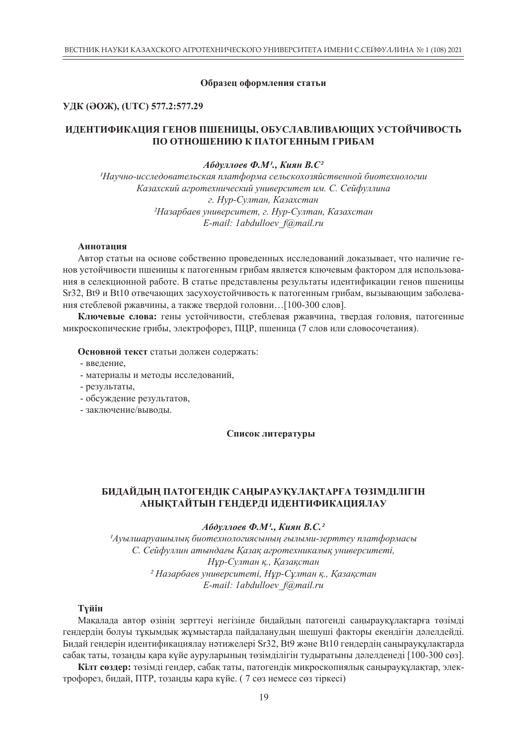**Образец оформления статьи**

**УДК (ӘОЖ), (UTC) 577.2:577.29**

## ИДЕНТИФИКАЦИЯ ГЕНОВ ПШЕНИЦЫ, ОБУСЛАВЛИВАЮЩИХ УСТОЙЧИВОСТЬ ПО ОТНОШЕНИЮ К ПАТОГЕННЫМ ГРИБАМ

***Абдуллоев Ф.М[1]., Киян В.С[2]***

*[1]Научно-исследовательская платформа сельскохозяйственной биотехнологии*
*Казахский агротехнический университет им. С. Сейфуллина*
*г. Нур-Султан, Казахстан*
*[2]Назарбаев университет, г. Нур-Султан, Казахстан*
*E-mail: 1abdulloev_f@mail.ru*

**Аннотация**

Автор статьи на основе собственно проведенных исследований доказывает, что наличие генов устойчивости пшеницы к патогенным грибам является ключевым фактором для использования в селекционной работе. В статье представлены результаты идентификации генов пшеницы Sr32, Bt9 и Bt10 отвечающих засухоустойчивость к патогенным грибам, вызывающим заболевания стеблевой ржавчины, а также твердой головни…[100-300 слов].

**Ключевые слова:** гены устойчивости, стеблевая ржавчина, твердая головня, патогенные микроскопические грибы, электрофорез, ПЦР, пшеница (7 слов или словосочетания).

**Основной текст** статьи должен содержать:

- введение,
- материалы и методы исследований,
- результаты,
- обсуждение результатов,
- заключение/выводы.

**Список литературы**

## БИДАЙДЫҢ ПАТОГЕНДІК САҢЫРАУҚҰЛАҚТАРҒА ТӨЗІМДІЛІГІН АНЫҚТАЙТЫН ГЕНДЕРДІ ИДЕНТИФИКАЦИЯЛАУ

***Абдуллоев Ф.М[1]., Киян В.С.[2]***

*[1]Ауылшаруашылық биотехнологиясының ғылыми-зерттеу платформасы*
*С. Сейфуллин атындағы Қазақ агротехникалық университеті,*
*Нұр-Султан қ., Қазақстан*
*[2] Назарбаев университеті, Нұр-Сұлтан қ., Қазақстан*
*E-mail: 1abdulloev_f@mail.ru*

**Түйін**

Мақалада автор өзінің зерттеуі негізінде бидайдың патогенді саңырауқұлақтарға төзімді гендердің болуы тұқымдық жұмыстарда пайдаланудың шешуші факторы екендігін дәлелдейді. Бидай гендерін идентификациялау нәтижелері Sr32, Bt9 және Bt10 гендердің саңырауқұлақтарда сабақ таты, тозаңды қара күйе ауруларының төзімділігін тудыратыны дәлелденеді [100-300 сөз].

**Кілт сөздер:** төзімді гендер, сабақ таты, патогендік микроскопиялық саңырауқұлақтар, электрофорез, бидай, ПТР, тозаңды қара күйе. ( 7 сөз немесе сөз тіркесі)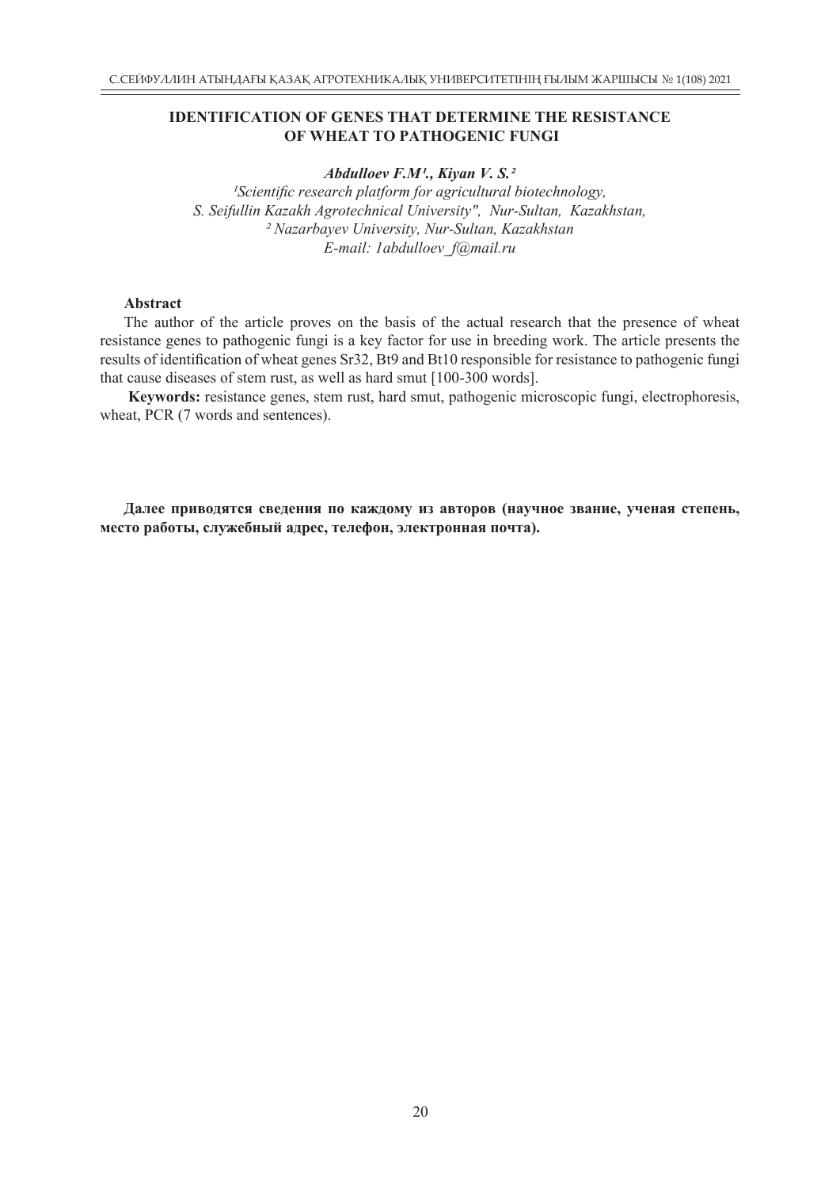## IDENTIFICATION OF GENES THAT DETERMINE THE RESISTANCE OF WHEAT TO PATHOGENIC FUNGI

***Abdulloev F.M*[1]*., Kiyan V. S.*[2]**

*[1]Scientific research platform for agricultural biotechnology,*
*S. Seifullin Kazakh Agrotechnical University", Nur-Sultan, Kazakhstan,*
*[2] Nazarbayev University, Nur-Sultan, Kazakhstan*
*E-mail: 1abdulloev_f@mail.ru*

**Abstract**

The author of the article proves on the basis of the actual research that the presence of wheat resistance genes to pathogenic fungi is a key factor for use in breeding work. The article presents the results of identification of wheat genes Sr32, Bt9 and Bt10 responsible for resistance to pathogenic fungi that cause diseases of stem rust, as well as hard smut [100-300 words].

**Keywords:** resistance genes, stem rust, hard smut, pathogenic microscopic fungi, electrophoresis, wheat, PCR (7 words and sentences).

**Далее приводятся сведения по каждому из авторов (научное звание, ученая степень, место работы, служебный адрес, телефон, электронная почта).**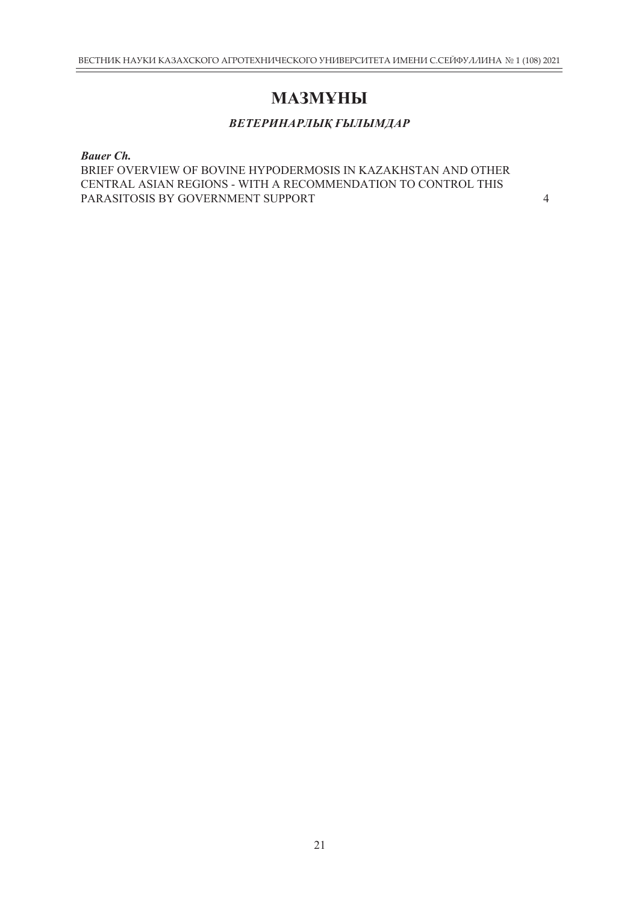# МАЗМҰНЫ

## *ВЕТЕРИНАРЛЫҚ ҒЫЛЫМДАР*

***Bauer Ch.***
BRIEF OVERVIEW OF BOVINE HYPODERMOSIS IN KAZAKHSTAN AND OTHER CENTRAL ASIAN REGIONS - WITH A RECOMMENDATION TO CONTROL THIS PARASITOSIS BY GOVERNMENT SUPPORT 4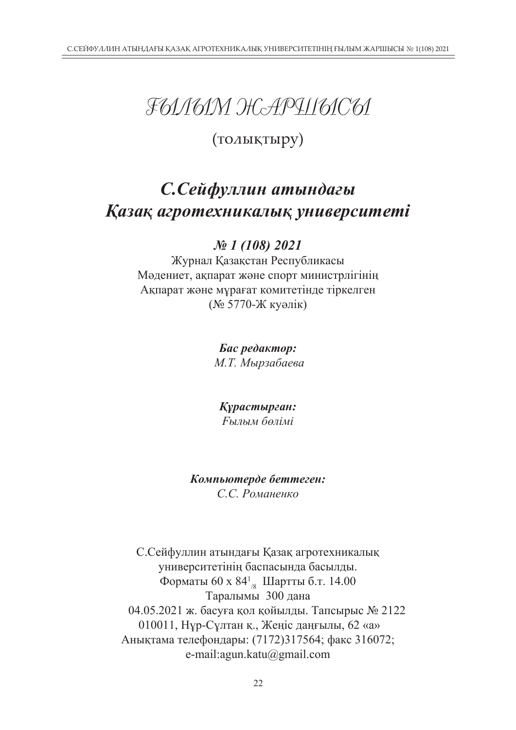# ҒЫЛЫМ ЖАРШЫСЫ

(толықтыру)

## *С.Сейфуллин атындағы Қазақ агротехникалық университеті*

***№ 1 (108) 2021***

Журнал Қазақстан Республикасы
Мәдениет, ақпарат және спорт министрлігінің
Ақпарат және мұрағат комитетінде тіркелген
(№ 5770-Ж куәлік)

***Бас редактор:***
*М.Т. Мырзабаева*

***Құрастырған:***
*Ғылым бөлімі*

***Компьютерде беттеген:***
*С.С. Романенко*

С.Сейфуллин атындағы Қазақ агротехникалық
университетінің баспасында басылды.
Форматы 60 х 84 $^{1}/_{8}$ Шартты б.т. 14.00
Таралымы 300 дана
04.05.2021 ж. басуға қол қойылды. Тапсырыс № 2122
010011, Нұр-Сұлтан қ., Жеңіс даңғылы, 62 «а»
Анықтама телефондары: (7172)317564; факс 316072;
e-mail:agun.katu@gmail.com